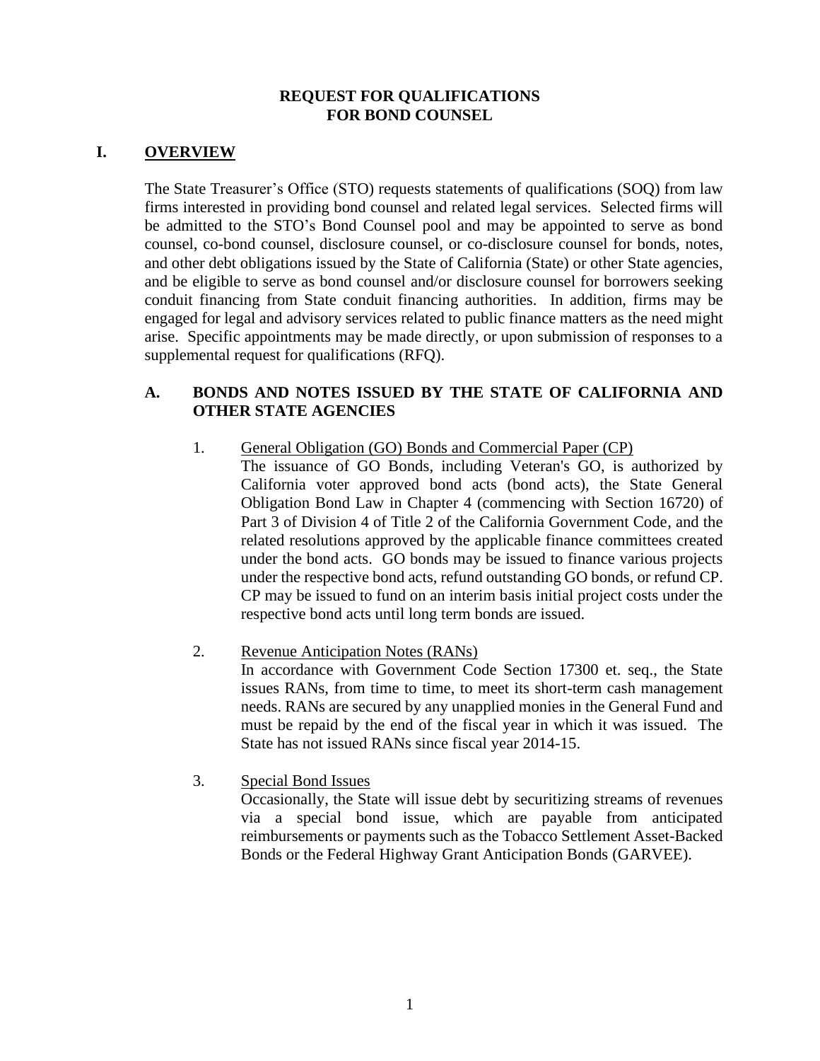# REQUEST FOR QUALIFICATIONS
# FOR BOND COUNSEL

## I. OVERVIEW

The State Treasurer's Office (STO) requests statements of qualifications (SOQ) from law firms interested in providing bond counsel and related legal services. Selected firms will be admitted to the STO's Bond Counsel pool and may be appointed to serve as bond counsel, co-bond counsel, disclosure counsel, or co-disclosure counsel for bonds, notes, and other debt obligations issued by the State of California (State) or other State agencies, and be eligible to serve as bond counsel and/or disclosure counsel for borrowers seeking conduit financing from State conduit financing authorities. In addition, firms may be engaged for legal and advisory services related to public finance matters as the need might arise. Specific appointments may be made directly, or upon submission of responses to a supplemental request for qualifications (RFQ).

### A. BONDS AND NOTES ISSUED BY THE STATE OF CALIFORNIA AND OTHER STATE AGENCIES

1. General Obligation (GO) Bonds and Commercial Paper (CP)

   The issuance of GO Bonds, including Veteran's GO, is authorized by California voter approved bond acts (bond acts), the State General Obligation Bond Law in Chapter 4 (commencing with Section 16720) of Part 3 of Division 4 of Title 2 of the California Government Code, and the related resolutions approved by the applicable finance committees created under the bond acts. GO bonds may be issued to finance various projects under the respective bond acts, refund outstanding GO bonds, or refund CP. CP may be issued to fund on an interim basis initial project costs under the respective bond acts until long term bonds are issued.

2. Revenue Anticipation Notes (RANs)

   In accordance with Government Code Section 17300 et. seq., the State issues RANs, from time to time, to meet its short-term cash management needs. RANs are secured by any unapplied monies in the General Fund and must be repaid by the end of the fiscal year in which it was issued. The State has not issued RANs since fiscal year 2014-15.

3. Special Bond Issues

   Occasionally, the State will issue debt by securitizing streams of revenues via a special bond issue, which are payable from anticipated reimbursements or payments such as the Tobacco Settlement Asset-Backed Bonds or the Federal Highway Grant Anticipation Bonds (GARVEE).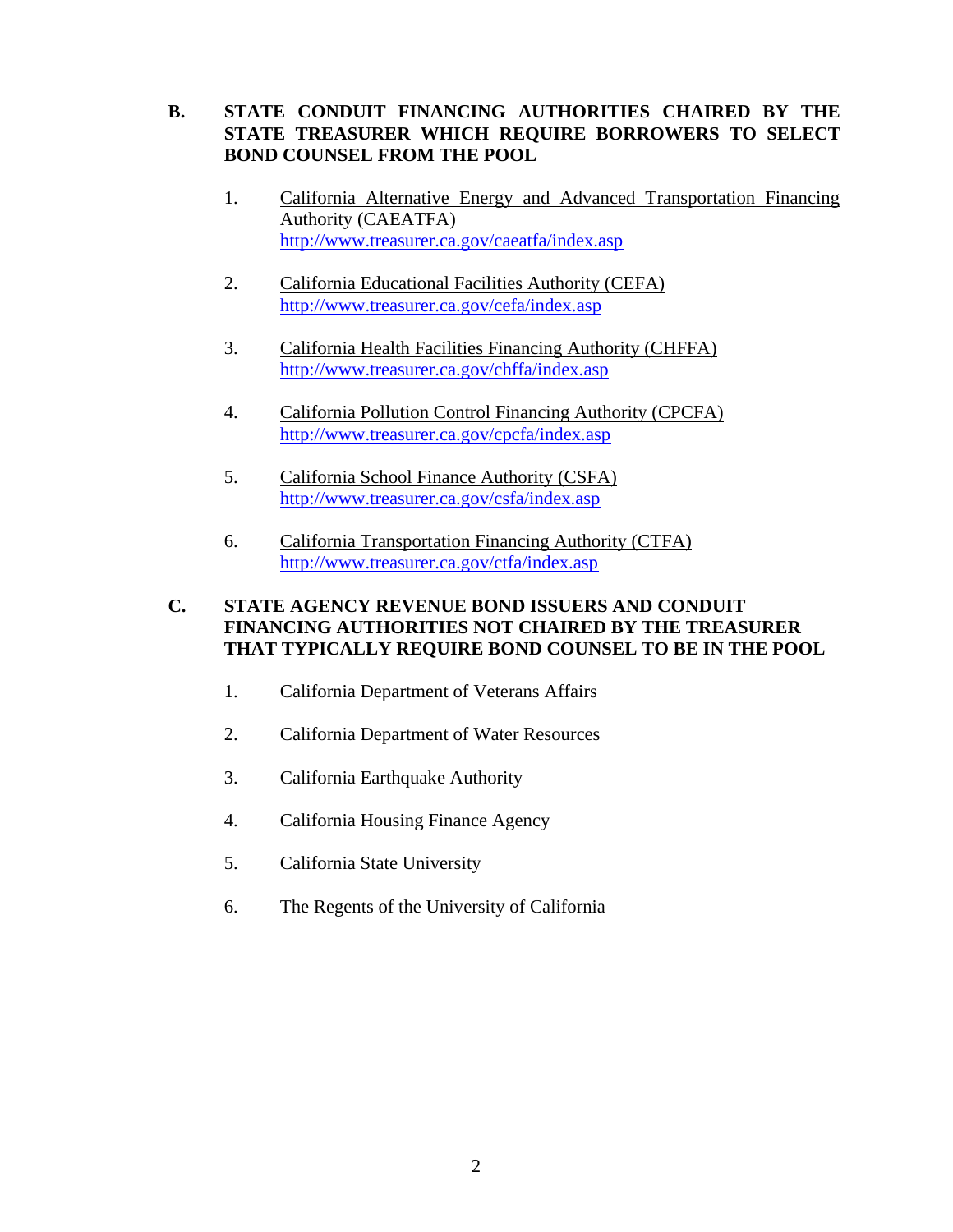## B. STATE CONDUIT FINANCING AUTHORITIES CHAIRED BY THE STATE TREASURER WHICH REQUIRE BORROWERS TO SELECT BOND COUNSEL FROM THE POOL

1. California Alternative Energy and Advanced Transportation Financing Authority (CAEATFA)
   http://www.treasurer.ca.gov/caeatfa/index.asp

2. California Educational Facilities Authority (CEFA)
   http://www.treasurer.ca.gov/cefa/index.asp

3. California Health Facilities Financing Authority (CHFFA)
   http://www.treasurer.ca.gov/chffa/index.asp

4. California Pollution Control Financing Authority (CPCFA)
   http://www.treasurer.ca.gov/cpcfa/index.asp

5. California School Finance Authority (CSFA)
   http://www.treasurer.ca.gov/csfa/index.asp

6. California Transportation Financing Authority (CTFA)
   http://www.treasurer.ca.gov/ctfa/index.asp

## C. STATE AGENCY REVENUE BOND ISSUERS AND CONDUIT FINANCING AUTHORITIES NOT CHAIRED BY THE TREASURER THAT TYPICALLY REQUIRE BOND COUNSEL TO BE IN THE POOL

1. California Department of Veterans Affairs

2. California Department of Water Resources

3. California Earthquake Authority

4. California Housing Finance Agency

5. California State University

6. The Regents of the University of California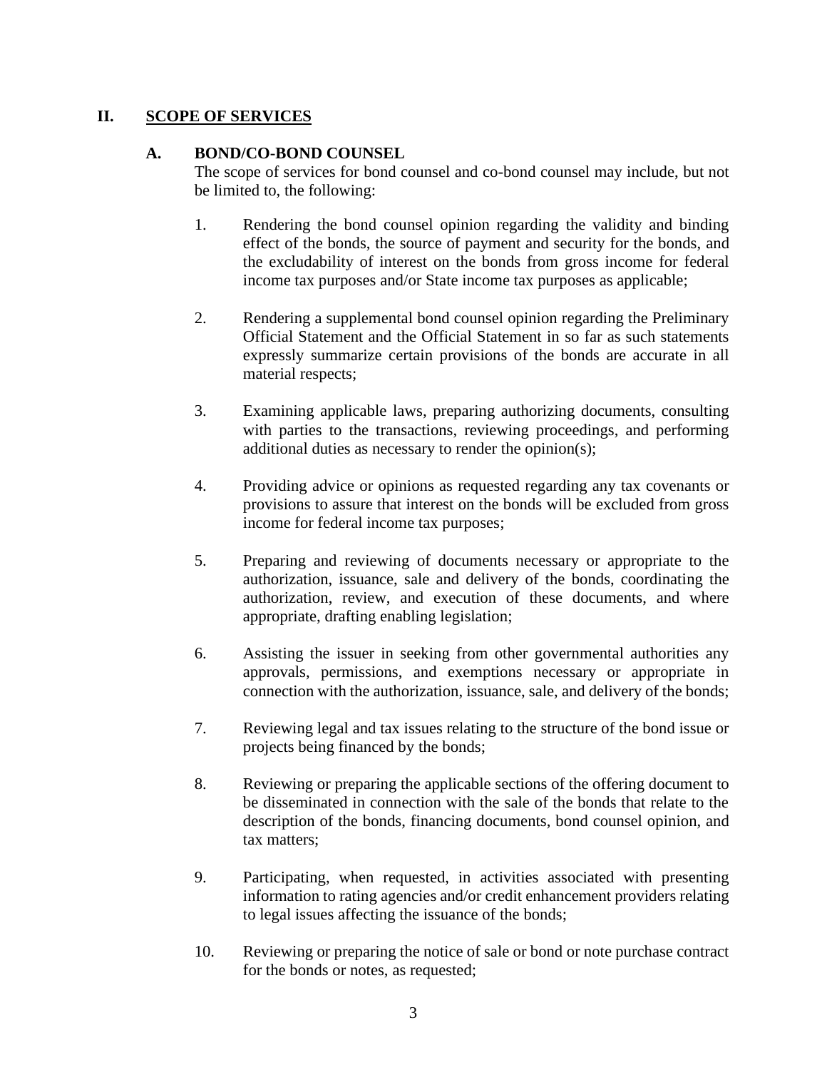## II. SCOPE OF SERVICES

### A. BOND/CO-BOND COUNSEL

The scope of services for bond counsel and co-bond counsel may include, but not be limited to, the following:

1. Rendering the bond counsel opinion regarding the validity and binding effect of the bonds, the source of payment and security for the bonds, and the excludability of interest on the bonds from gross income for federal income tax purposes and/or State income tax purposes as applicable;

2. Rendering a supplemental bond counsel opinion regarding the Preliminary Official Statement and the Official Statement in so far as such statements expressly summarize certain provisions of the bonds are accurate in all material respects;

3. Examining applicable laws, preparing authorizing documents, consulting with parties to the transactions, reviewing proceedings, and performing additional duties as necessary to render the opinion(s);

4. Providing advice or opinions as requested regarding any tax covenants or provisions to assure that interest on the bonds will be excluded from gross income for federal income tax purposes;

5. Preparing and reviewing of documents necessary or appropriate to the authorization, issuance, sale and delivery of the bonds, coordinating the authorization, review, and execution of these documents, and where appropriate, drafting enabling legislation;

6. Assisting the issuer in seeking from other governmental authorities any approvals, permissions, and exemptions necessary or appropriate in connection with the authorization, issuance, sale, and delivery of the bonds;

7. Reviewing legal and tax issues relating to the structure of the bond issue or projects being financed by the bonds;

8. Reviewing or preparing the applicable sections of the offering document to be disseminated in connection with the sale of the bonds that relate to the description of the bonds, financing documents, bond counsel opinion, and tax matters;

9. Participating, when requested, in activities associated with presenting information to rating agencies and/or credit enhancement providers relating to legal issues affecting the issuance of the bonds;

10. Reviewing or preparing the notice of sale or bond or note purchase contract for the bonds or notes, as requested;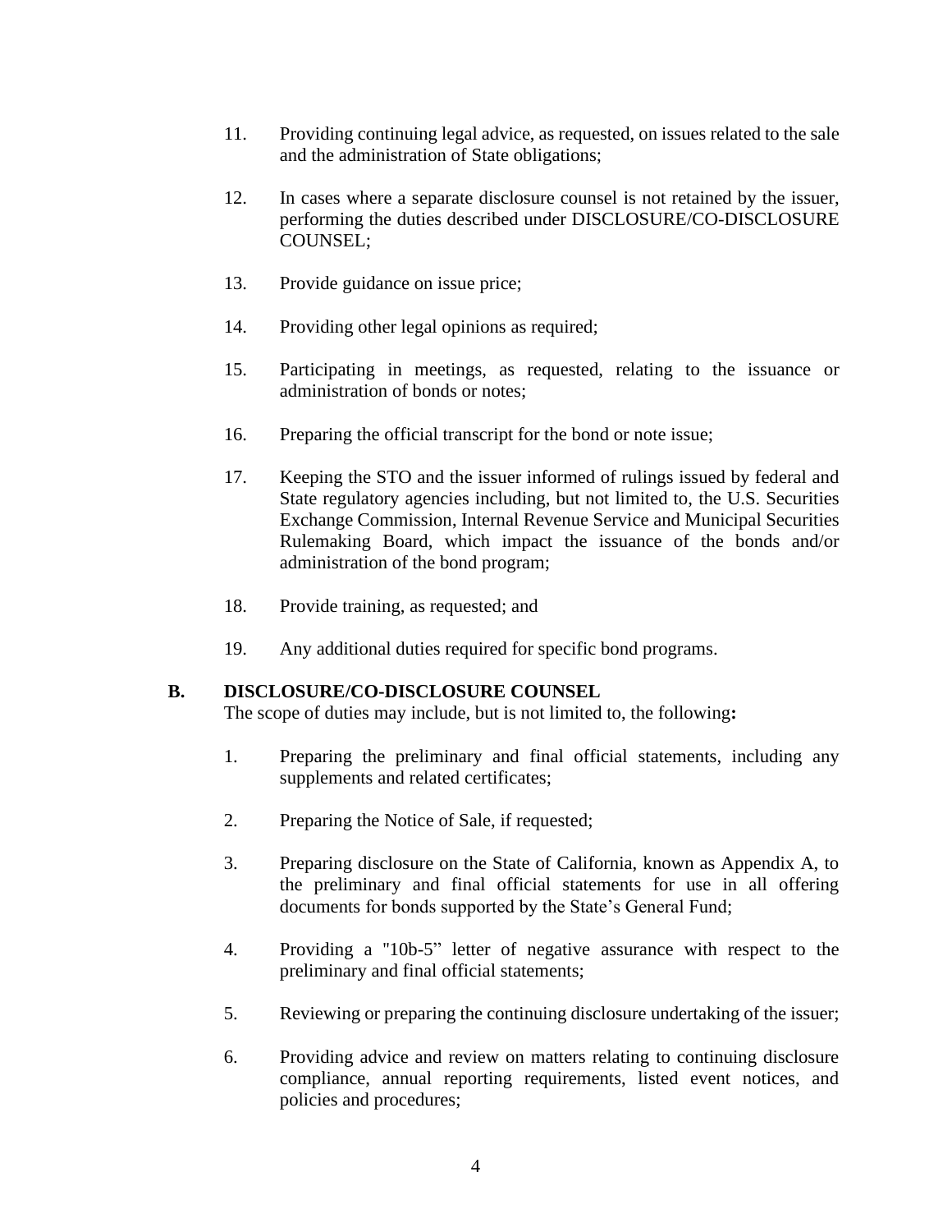11. Providing continuing legal advice, as requested, on issues related to the sale and the administration of State obligations;

12. In cases where a separate disclosure counsel is not retained by the issuer, performing the duties described under DISCLOSURE/CO-DISCLOSURE COUNSEL;

13. Provide guidance on issue price;

14. Providing other legal opinions as required;

15. Participating in meetings, as requested, relating to the issuance or administration of bonds or notes;

16. Preparing the official transcript for the bond or note issue;

17. Keeping the STO and the issuer informed of rulings issued by federal and State regulatory agencies including, but not limited to, the U.S. Securities Exchange Commission, Internal Revenue Service and Municipal Securities Rulemaking Board, which impact the issuance of the bonds and/or administration of the bond program;

18. Provide training, as requested; and

19. Any additional duties required for specific bond programs.

## B. DISCLOSURE/CO-DISCLOSURE COUNSEL

The scope of duties may include, but is not limited to, the following**:**

1. Preparing the preliminary and final official statements, including any supplements and related certificates;

2. Preparing the Notice of Sale, if requested;

3. Preparing disclosure on the State of California, known as Appendix A, to the preliminary and final official statements for use in all offering documents for bonds supported by the State's General Fund;

4. Providing a "10b-5" letter of negative assurance with respect to the preliminary and final official statements;

5. Reviewing or preparing the continuing disclosure undertaking of the issuer;

6. Providing advice and review on matters relating to continuing disclosure compliance, annual reporting requirements, listed event notices, and policies and procedures;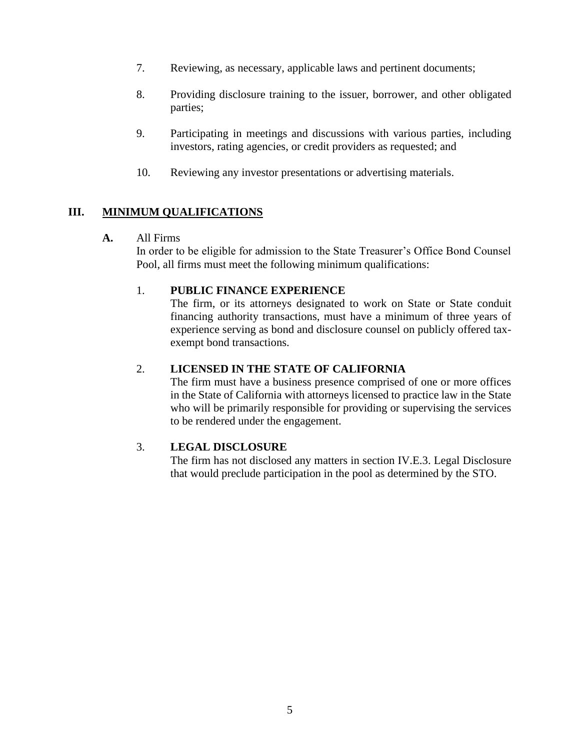7. Reviewing, as necessary, applicable laws and pertinent documents;

8. Providing disclosure training to the issuer, borrower, and other obligated parties;

9. Participating in meetings and discussions with various parties, including investors, rating agencies, or credit providers as requested; and

10. Reviewing any investor presentations or advertising materials.

## III. MINIMUM QUALIFICATIONS

**A.** All Firms

In order to be eligible for admission to the State Treasurer's Office Bond Counsel Pool, all firms must meet the following minimum qualifications:

1. **PUBLIC FINANCE EXPERIENCE**

   The firm, or its attorneys designated to work on State or State conduit financing authority transactions, must have a minimum of three years of experience serving as bond and disclosure counsel on publicly offered tax-exempt bond transactions.

2. **LICENSED IN THE STATE OF CALIFORNIA**

   The firm must have a business presence comprised of one or more offices in the State of California with attorneys licensed to practice law in the State who will be primarily responsible for providing or supervising the services to be rendered under the engagement.

3. **LEGAL DISCLOSURE**

   The firm has not disclosed any matters in section IV.E.3. Legal Disclosure that would preclude participation in the pool as determined by the STO.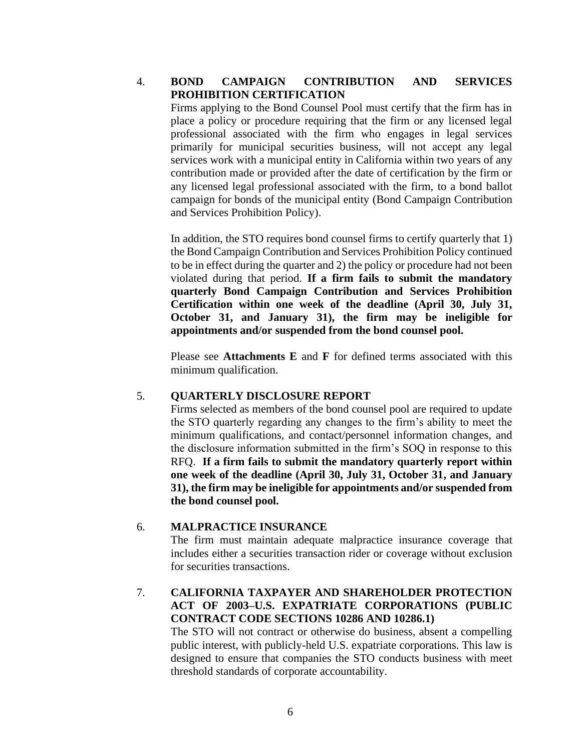4. **BOND CAMPAIGN CONTRIBUTION AND SERVICES PROHIBITION CERTIFICATION**

   Firms applying to the Bond Counsel Pool must certify that the firm has in place a policy or procedure requiring that the firm or any licensed legal professional associated with the firm who engages in legal services primarily for municipal securities business, will not accept any legal services work with a municipal entity in California within two years of any contribution made or provided after the date of certification by the firm or any licensed legal professional associated with the firm, to a bond ballot campaign for bonds of the municipal entity (Bond Campaign Contribution and Services Prohibition Policy).

   In addition, the STO requires bond counsel firms to certify quarterly that 1) the Bond Campaign Contribution and Services Prohibition Policy continued to be in effect during the quarter and 2) the policy or procedure had not been violated during that period. **If a firm fails to submit the mandatory quarterly Bond Campaign Contribution and Services Prohibition Certification within one week of the deadline (April 30, July 31, October 31, and January 31), the firm may be ineligible for appointments and/or suspended from the bond counsel pool.**

   Please see **Attachments E** and **F** for defined terms associated with this minimum qualification.

5. **QUARTERLY DISCLOSURE REPORT**

   Firms selected as members of the bond counsel pool are required to update the STO quarterly regarding any changes to the firm's ability to meet the minimum qualifications, and contact/personnel information changes, and the disclosure information submitted in the firm's SOQ in response to this RFQ. **If a firm fails to submit the mandatory quarterly report within one week of the deadline (April 30, July 31, October 31, and January 31), the firm may be ineligible for appointments and/or suspended from the bond counsel pool.**

6. **MALPRACTICE INSURANCE**

   The firm must maintain adequate malpractice insurance coverage that includes either a securities transaction rider or coverage without exclusion for securities transactions.

7. **CALIFORNIA TAXPAYER AND SHAREHOLDER PROTECTION ACT OF 2003–U.S. EXPATRIATE CORPORATIONS (PUBLIC CONTRACT CODE SECTIONS 10286 AND 10286.1)**

   The STO will not contract or otherwise do business, absent a compelling public interest, with publicly-held U.S. expatriate corporations. This law is designed to ensure that companies the STO conducts business with meet threshold standards of corporate accountability.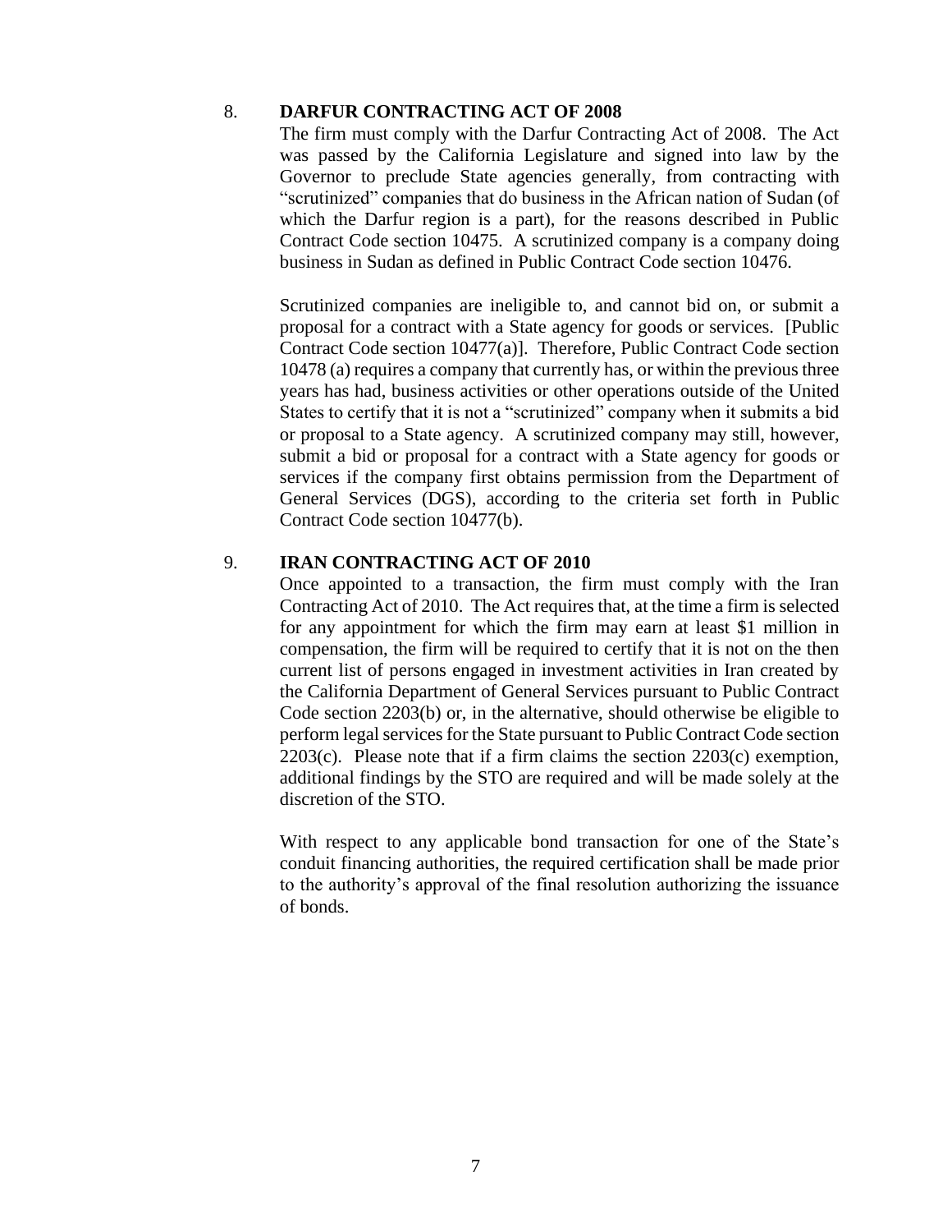8. **DARFUR CONTRACTING ACT OF 2008**

The firm must comply with the Darfur Contracting Act of 2008. The Act was passed by the California Legislature and signed into law by the Governor to preclude State agencies generally, from contracting with "scrutinized" companies that do business in the African nation of Sudan (of which the Darfur region is a part), for the reasons described in Public Contract Code section 10475. A scrutinized company is a company doing business in Sudan as defined in Public Contract Code section 10476.

Scrutinized companies are ineligible to, and cannot bid on, or submit a proposal for a contract with a State agency for goods or services. [Public Contract Code section 10477(a)]. Therefore, Public Contract Code section 10478 (a) requires a company that currently has, or within the previous three years has had, business activities or other operations outside of the United States to certify that it is not a "scrutinized" company when it submits a bid or proposal to a State agency. A scrutinized company may still, however, submit a bid or proposal for a contract with a State agency for goods or services if the company first obtains permission from the Department of General Services (DGS), according to the criteria set forth in Public Contract Code section 10477(b).

9. **IRAN CONTRACTING ACT OF 2010**

Once appointed to a transaction, the firm must comply with the Iran Contracting Act of 2010. The Act requires that, at the time a firm is selected for any appointment for which the firm may earn at least $1 million in compensation, the firm will be required to certify that it is not on the then current list of persons engaged in investment activities in Iran created by the California Department of General Services pursuant to Public Contract Code section 2203(b) or, in the alternative, should otherwise be eligible to perform legal services for the State pursuant to Public Contract Code section 2203(c). Please note that if a firm claims the section 2203(c) exemption, additional findings by the STO are required and will be made solely at the discretion of the STO.

With respect to any applicable bond transaction for one of the State's conduit financing authorities, the required certification shall be made prior to the authority's approval of the final resolution authorizing the issuance of bonds.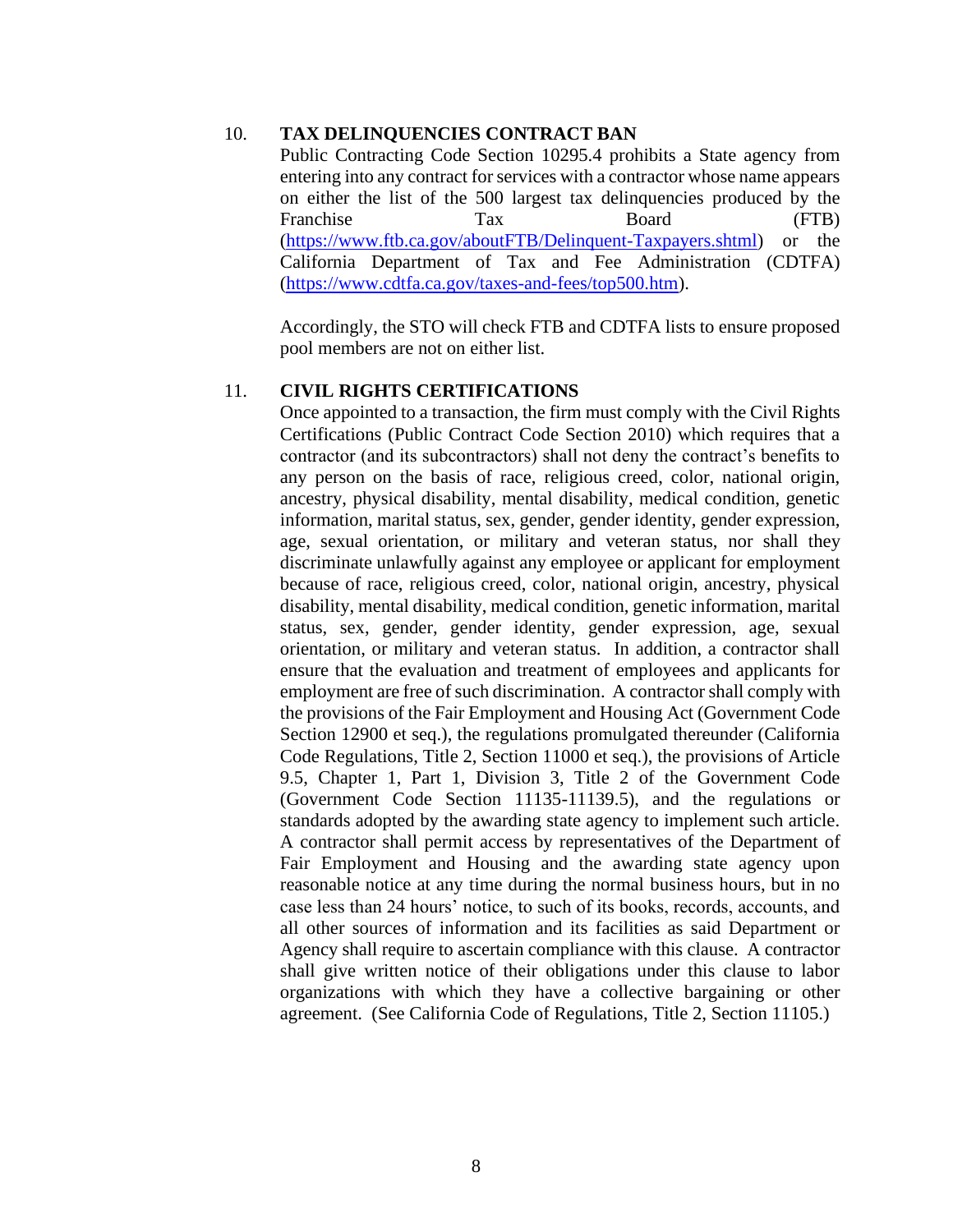10. **TAX DELINQUENCIES CONTRACT BAN**

Public Contracting Code Section 10295.4 prohibits a State agency from entering into any contract for services with a contractor whose name appears on either the list of the 500 largest tax delinquencies produced by the Franchise Tax Board (FTB) (https://www.ftb.ca.gov/aboutFTB/Delinquent-Taxpayers.shtml) or the California Department of Tax and Fee Administration (CDTFA) (https://www.cdtfa.ca.gov/taxes-and-fees/top500.htm).

Accordingly, the STO will check FTB and CDTFA lists to ensure proposed pool members are not on either list.

11. **CIVIL RIGHTS CERTIFICATIONS**

Once appointed to a transaction, the firm must comply with the Civil Rights Certifications (Public Contract Code Section 2010) which requires that a contractor (and its subcontractors) shall not deny the contract's benefits to any person on the basis of race, religious creed, color, national origin, ancestry, physical disability, mental disability, medical condition, genetic information, marital status, sex, gender, gender identity, gender expression, age, sexual orientation, or military and veteran status, nor shall they discriminate unlawfully against any employee or applicant for employment because of race, religious creed, color, national origin, ancestry, physical disability, mental disability, medical condition, genetic information, marital status, sex, gender, gender identity, gender expression, age, sexual orientation, or military and veteran status. In addition, a contractor shall ensure that the evaluation and treatment of employees and applicants for employment are free of such discrimination. A contractor shall comply with the provisions of the Fair Employment and Housing Act (Government Code Section 12900 et seq.), the regulations promulgated thereunder (California Code Regulations, Title 2, Section 11000 et seq.), the provisions of Article 9.5, Chapter 1, Part 1, Division 3, Title 2 of the Government Code (Government Code Section 11135-11139.5), and the regulations or standards adopted by the awarding state agency to implement such article. A contractor shall permit access by representatives of the Department of Fair Employment and Housing and the awarding state agency upon reasonable notice at any time during the normal business hours, but in no case less than 24 hours' notice, to such of its books, records, accounts, and all other sources of information and its facilities as said Department or Agency shall require to ascertain compliance with this clause. A contractor shall give written notice of their obligations under this clause to labor organizations with which they have a collective bargaining or other agreement. (See California Code of Regulations, Title 2, Section 11105.)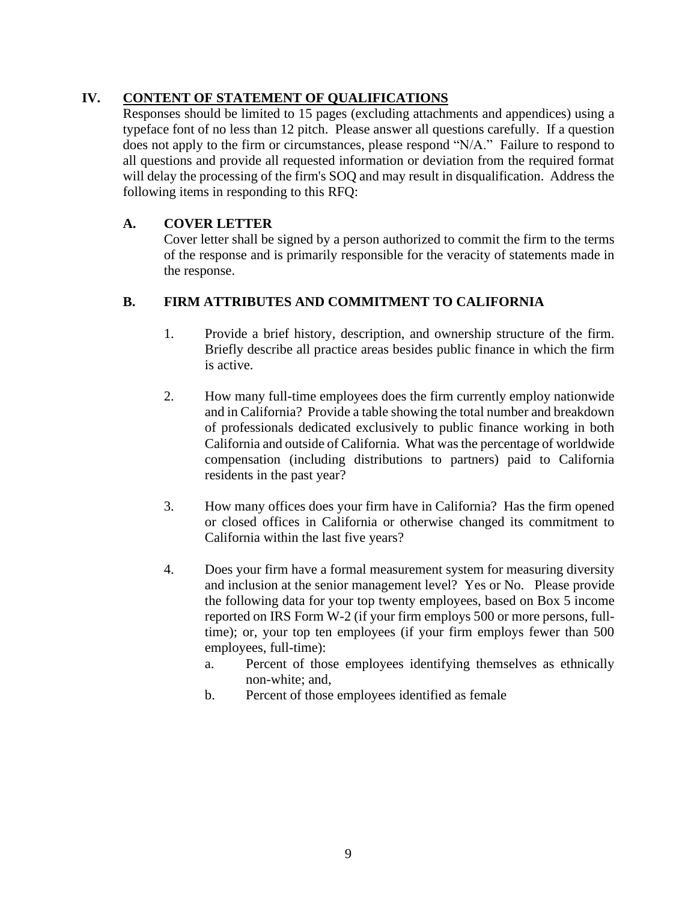## IV. CONTENT OF STATEMENT OF QUALIFICATIONS

Responses should be limited to 15 pages (excluding attachments and appendices) using a typeface font of no less than 12 pitch. Please answer all questions carefully. If a question does not apply to the firm or circumstances, please respond "N/A." Failure to respond to all questions and provide all requested information or deviation from the required format will delay the processing of the firm's SOQ and may result in disqualification. Address the following items in responding to this RFQ:

### A. COVER LETTER

Cover letter shall be signed by a person authorized to commit the firm to the terms of the response and is primarily responsible for the veracity of statements made in the response.

### B. FIRM ATTRIBUTES AND COMMITMENT TO CALIFORNIA

1. Provide a brief history, description, and ownership structure of the firm. Briefly describe all practice areas besides public finance in which the firm is active.

2. How many full-time employees does the firm currently employ nationwide and in California? Provide a table showing the total number and breakdown of professionals dedicated exclusively to public finance working in both California and outside of California. What was the percentage of worldwide compensation (including distributions to partners) paid to California residents in the past year?

3. How many offices does your firm have in California? Has the firm opened or closed offices in California or otherwise changed its commitment to California within the last five years?

4. Does your firm have a formal measurement system for measuring diversity and inclusion at the senior management level? Yes or No. Please provide the following data for your top twenty employees, based on Box 5 income reported on IRS Form W-2 (if your firm employs 500 or more persons, full-time); or, your top ten employees (if your firm employs fewer than 500 employees, full-time):
   a. Percent of those employees identifying themselves as ethnically non-white; and,
   b. Percent of those employees identified as female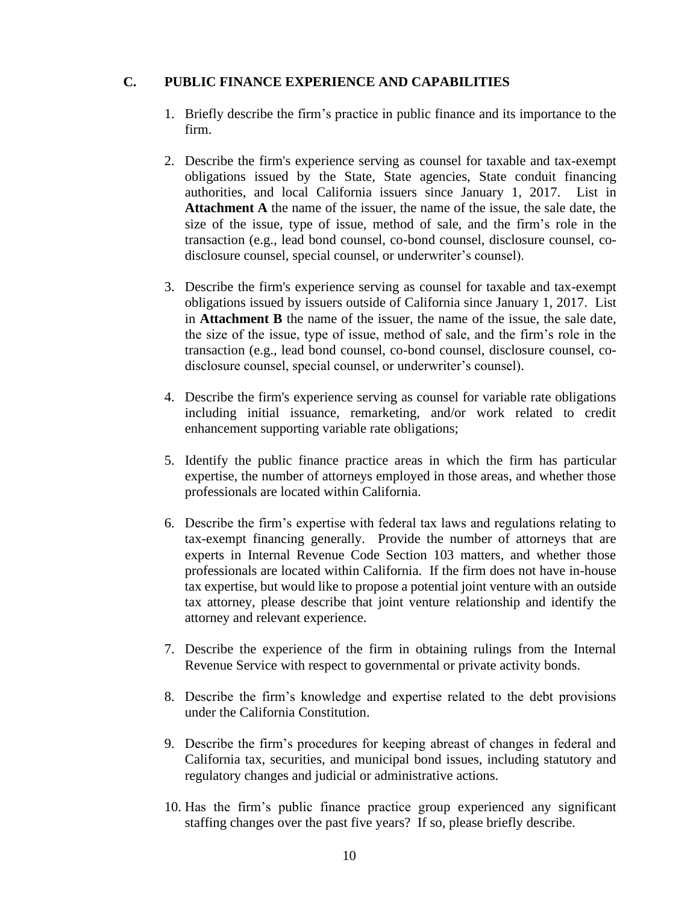## C. PUBLIC FINANCE EXPERIENCE AND CAPABILITIES

1. Briefly describe the firm's practice in public finance and its importance to the firm.

2. Describe the firm's experience serving as counsel for taxable and tax-exempt obligations issued by the State, State agencies, State conduit financing authorities, and local California issuers since January 1, 2017. List in **Attachment A** the name of the issuer, the name of the issue, the sale date, the size of the issue, type of issue, method of sale, and the firm's role in the transaction (e.g., lead bond counsel, co-bond counsel, disclosure counsel, co-disclosure counsel, special counsel, or underwriter's counsel).

3. Describe the firm's experience serving as counsel for taxable and tax-exempt obligations issued by issuers outside of California since January 1, 2017. List in **Attachment B** the name of the issuer, the name of the issue, the sale date, the size of the issue, type of issue, method of sale, and the firm's role in the transaction (e.g., lead bond counsel, co-bond counsel, disclosure counsel, co-disclosure counsel, special counsel, or underwriter's counsel).

4. Describe the firm's experience serving as counsel for variable rate obligations including initial issuance, remarketing, and/or work related to credit enhancement supporting variable rate obligations;

5. Identify the public finance practice areas in which the firm has particular expertise, the number of attorneys employed in those areas, and whether those professionals are located within California.

6. Describe the firm's expertise with federal tax laws and regulations relating to tax-exempt financing generally. Provide the number of attorneys that are experts in Internal Revenue Code Section 103 matters, and whether those professionals are located within California. If the firm does not have in-house tax expertise, but would like to propose a potential joint venture with an outside tax attorney, please describe that joint venture relationship and identify the attorney and relevant experience.

7. Describe the experience of the firm in obtaining rulings from the Internal Revenue Service with respect to governmental or private activity bonds.

8. Describe the firm's knowledge and expertise related to the debt provisions under the California Constitution.

9. Describe the firm's procedures for keeping abreast of changes in federal and California tax, securities, and municipal bond issues, including statutory and regulatory changes and judicial or administrative actions.

10. Has the firm's public finance practice group experienced any significant staffing changes over the past five years? If so, please briefly describe.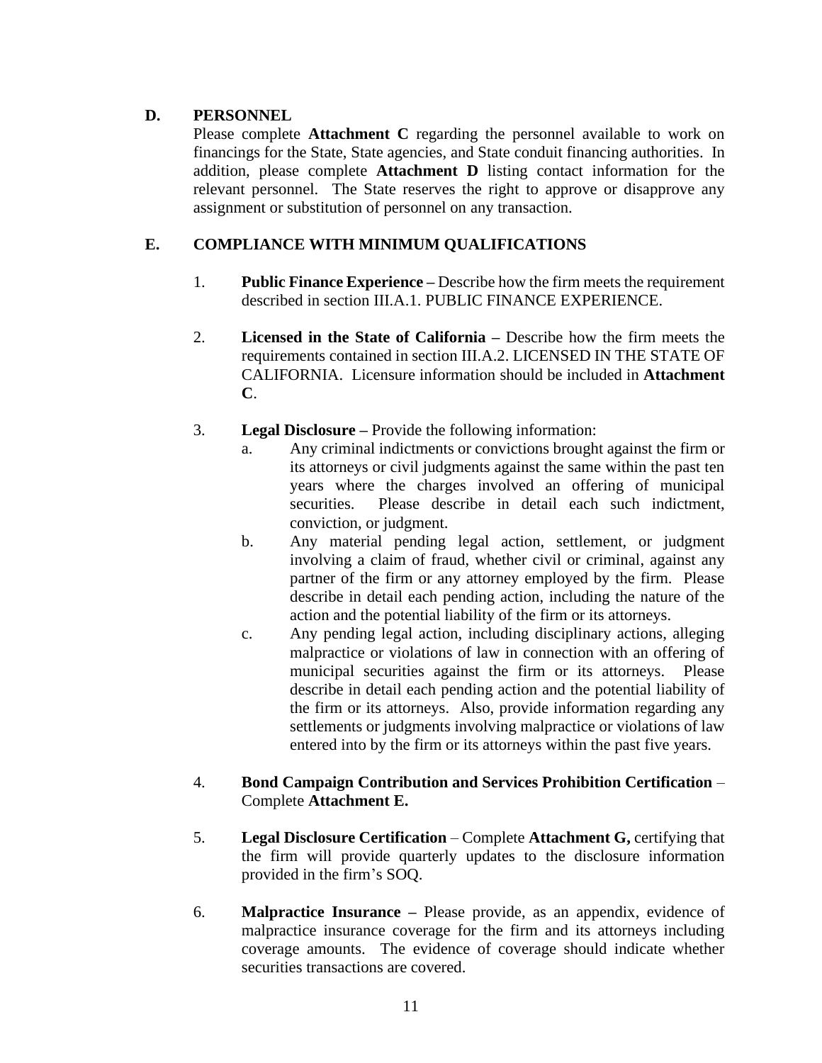## D. PERSONNEL

Please complete **Attachment C** regarding the personnel available to work on financings for the State, State agencies, and State conduit financing authorities. In addition, please complete **Attachment D** listing contact information for the relevant personnel. The State reserves the right to approve or disapprove any assignment or substitution of personnel on any transaction.

## E. COMPLIANCE WITH MINIMUM QUALIFICATIONS

1. **Public Finance Experience –** Describe how the firm meets the requirement described in section III.A.1. PUBLIC FINANCE EXPERIENCE.

2. **Licensed in the State of California –** Describe how the firm meets the requirements contained in section III.A.2. LICENSED IN THE STATE OF CALIFORNIA. Licensure information should be included in **Attachment C**.

3. **Legal Disclosure –** Provide the following information:
   a. Any criminal indictments or convictions brought against the firm or its attorneys or civil judgments against the same within the past ten years where the charges involved an offering of municipal securities. Please describe in detail each such indictment, conviction, or judgment.
   b. Any material pending legal action, settlement, or judgment involving a claim of fraud, whether civil or criminal, against any partner of the firm or any attorney employed by the firm. Please describe in detail each pending action, including the nature of the action and the potential liability of the firm or its attorneys.
   c. Any pending legal action, including disciplinary actions, alleging malpractice or violations of law in connection with an offering of municipal securities against the firm or its attorneys. Please describe in detail each pending action and the potential liability of the firm or its attorneys. Also, provide information regarding any settlements or judgments involving malpractice or violations of law entered into by the firm or its attorneys within the past five years.

4. **Bond Campaign Contribution and Services Prohibition Certification** – Complete **Attachment E.**

5. **Legal Disclosure Certification** – Complete **Attachment G,** certifying that the firm will provide quarterly updates to the disclosure information provided in the firm's SOQ.

6. **Malpractice Insurance –** Please provide, as an appendix, evidence of malpractice insurance coverage for the firm and its attorneys including coverage amounts. The evidence of coverage should indicate whether securities transactions are covered.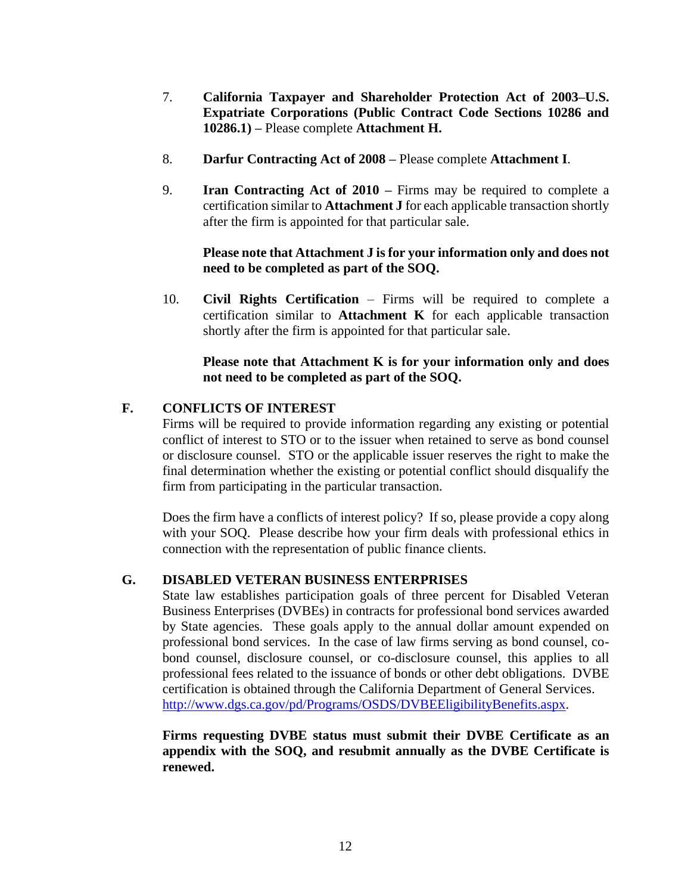7. **California Taxpayer and Shareholder Protection Act of 2003–U.S. Expatriate Corporations (Public Contract Code Sections 10286 and 10286.1) –** Please complete **Attachment H.**

8. **Darfur Contracting Act of 2008 –** Please complete **Attachment I**.

9. **Iran Contracting Act of 2010 –** Firms may be required to complete a certification similar to **Attachment J** for each applicable transaction shortly after the firm is appointed for that particular sale.

   **Please note that Attachment J is for your information only and does not need to be completed as part of the SOQ.**

10. **Civil Rights Certification** – Firms will be required to complete a certification similar to **Attachment K** for each applicable transaction shortly after the firm is appointed for that particular sale.

    **Please note that Attachment K is for your information only and does not need to be completed as part of the SOQ.**

## F. CONFLICTS OF INTEREST

Firms will be required to provide information regarding any existing or potential conflict of interest to STO or to the issuer when retained to serve as bond counsel or disclosure counsel. STO or the applicable issuer reserves the right to make the final determination whether the existing or potential conflict should disqualify the firm from participating in the particular transaction.

Does the firm have a conflicts of interest policy? If so, please provide a copy along with your SOQ. Please describe how your firm deals with professional ethics in connection with the representation of public finance clients.

## G. DISABLED VETERAN BUSINESS ENTERPRISES

State law establishes participation goals of three percent for Disabled Veteran Business Enterprises (DVBEs) in contracts for professional bond services awarded by State agencies. These goals apply to the annual dollar amount expended on professional bond services. In the case of law firms serving as bond counsel, co-bond counsel, disclosure counsel, or co-disclosure counsel, this applies to all professional fees related to the issuance of bonds or other debt obligations. DVBE certification is obtained through the California Department of General Services. http://www.dgs.ca.gov/pd/Programs/OSDS/DVBEEligibilityBenefits.aspx.

**Firms requesting DVBE status must submit their DVBE Certificate as an appendix with the SOQ, and resubmit annually as the DVBE Certificate is renewed.**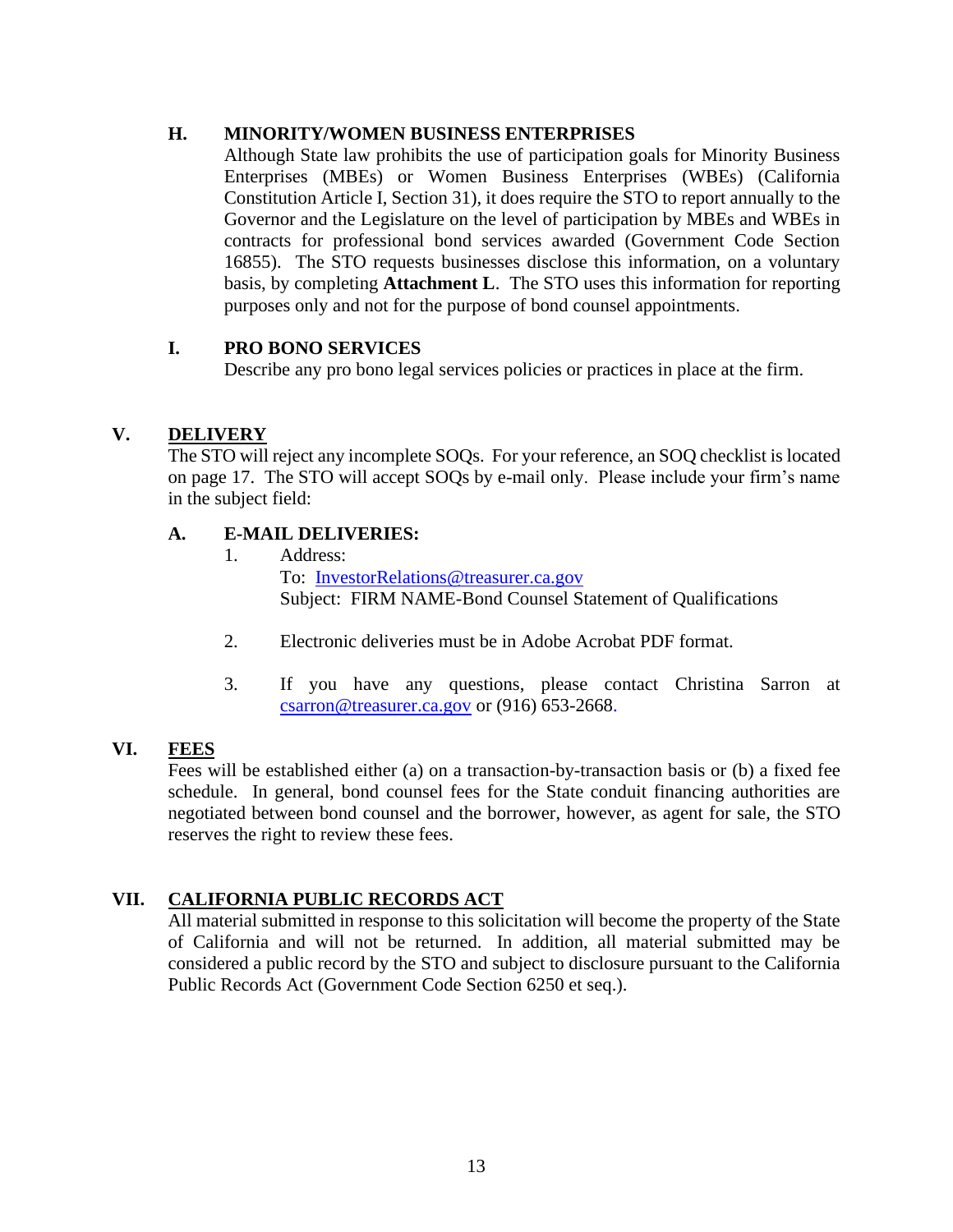### H. MINORITY/WOMEN BUSINESS ENTERPRISES

Although State law prohibits the use of participation goals for Minority Business Enterprises (MBEs) or Women Business Enterprises (WBEs) (California Constitution Article I, Section 31), it does require the STO to report annually to the Governor and the Legislature on the level of participation by MBEs and WBEs in contracts for professional bond services awarded (Government Code Section 16855). The STO requests businesses disclose this information, on a voluntary basis, by completing **Attachment L**. The STO uses this information for reporting purposes only and not for the purpose of bond counsel appointments.

### I. PRO BONO SERVICES

Describe any pro bono legal services policies or practices in place at the firm.

## V. DELIVERY

The STO will reject any incomplete SOQs. For your reference, an SOQ checklist is located on page 17. The STO will accept SOQs by e-mail only. Please include your firm's name in the subject field:

### A. E-MAIL DELIVERIES:

1. Address:
   To: InvestorRelations@treasurer.ca.gov
   Subject: FIRM NAME-Bond Counsel Statement of Qualifications

2. Electronic deliveries must be in Adobe Acrobat PDF format.

3. If you have any questions, please contact Christina Sarron at csarron@treasurer.ca.gov or (916) 653-2668.

## VI. FEES

Fees will be established either (a) on a transaction-by-transaction basis or (b) a fixed fee schedule. In general, bond counsel fees for the State conduit financing authorities are negotiated between bond counsel and the borrower, however, as agent for sale, the STO reserves the right to review these fees.

## VII. CALIFORNIA PUBLIC RECORDS ACT

All material submitted in response to this solicitation will become the property of the State of California and will not be returned. In addition, all material submitted may be considered a public record by the STO and subject to disclosure pursuant to the California Public Records Act (Government Code Section 6250 et seq.).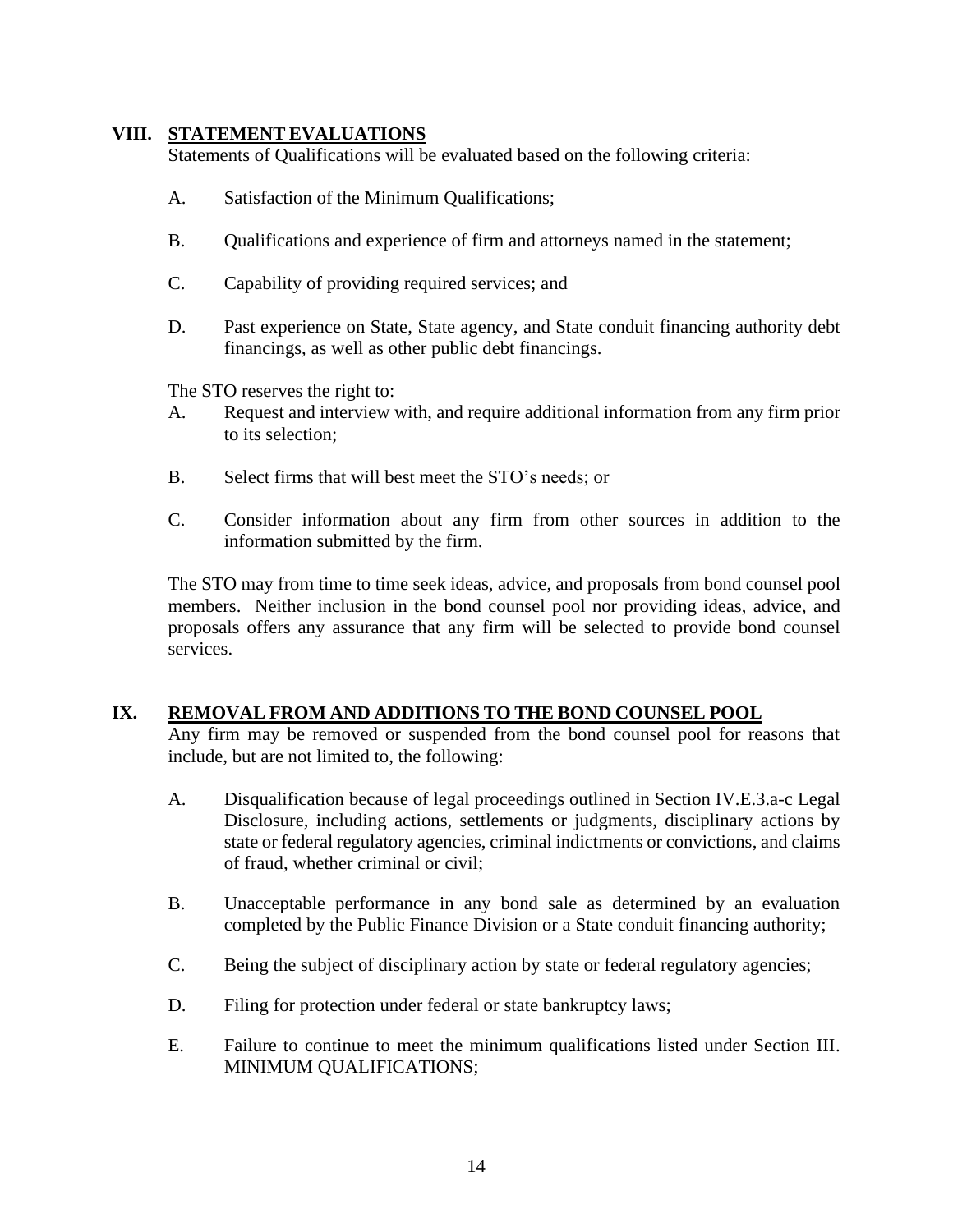## VIII. STATEMENT EVALUATIONS

Statements of Qualifications will be evaluated based on the following criteria:

A. Satisfaction of the Minimum Qualifications;

B. Qualifications and experience of firm and attorneys named in the statement;

C. Capability of providing required services; and

D. Past experience on State, State agency, and State conduit financing authority debt financings, as well as other public debt financings.

The STO reserves the right to:

A. Request and interview with, and require additional information from any firm prior to its selection;

B. Select firms that will best meet the STO's needs; or

C. Consider information about any firm from other sources in addition to the information submitted by the firm.

The STO may from time to time seek ideas, advice, and proposals from bond counsel pool members. Neither inclusion in the bond counsel pool nor providing ideas, advice, and proposals offers any assurance that any firm will be selected to provide bond counsel services.

## IX. REMOVAL FROM AND ADDITIONS TO THE BOND COUNSEL POOL

Any firm may be removed or suspended from the bond counsel pool for reasons that include, but are not limited to, the following:

A. Disqualification because of legal proceedings outlined in Section IV.E.3.a-c Legal Disclosure, including actions, settlements or judgments, disciplinary actions by state or federal regulatory agencies, criminal indictments or convictions, and claims of fraud, whether criminal or civil;

B. Unacceptable performance in any bond sale as determined by an evaluation completed by the Public Finance Division or a State conduit financing authority;

C. Being the subject of disciplinary action by state or federal regulatory agencies;

D. Filing for protection under federal or state bankruptcy laws;

E. Failure to continue to meet the minimum qualifications listed under Section III. MINIMUM QUALIFICATIONS;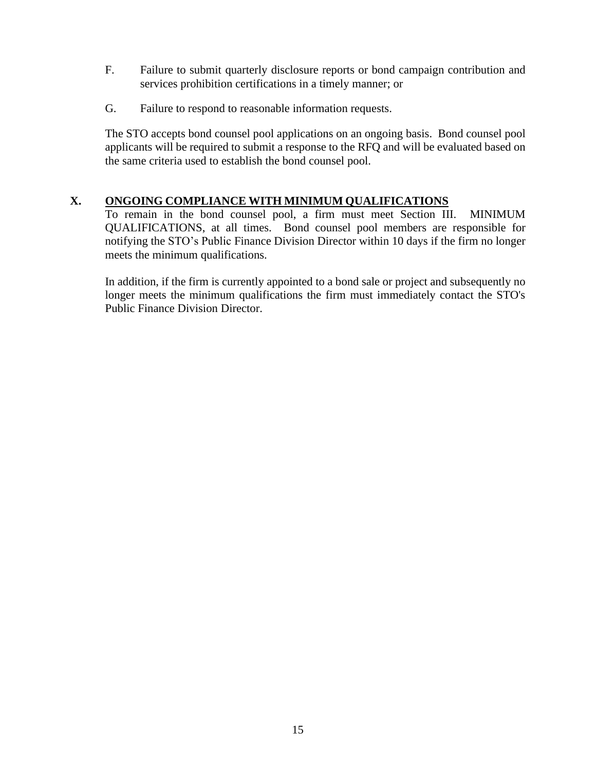F. Failure to submit quarterly disclosure reports or bond campaign contribution and services prohibition certifications in a timely manner; or

G. Failure to respond to reasonable information requests.

The STO accepts bond counsel pool applications on an ongoing basis. Bond counsel pool applicants will be required to submit a response to the RFQ and will be evaluated based on the same criteria used to establish the bond counsel pool.

## X. ONGOING COMPLIANCE WITH MINIMUM QUALIFICATIONS

To remain in the bond counsel pool, a firm must meet Section III. MINIMUM QUALIFICATIONS, at all times. Bond counsel pool members are responsible for notifying the STO's Public Finance Division Director within 10 days if the firm no longer meets the minimum qualifications.

In addition, if the firm is currently appointed to a bond sale or project and subsequently no longer meets the minimum qualifications the firm must immediately contact the STO's Public Finance Division Director.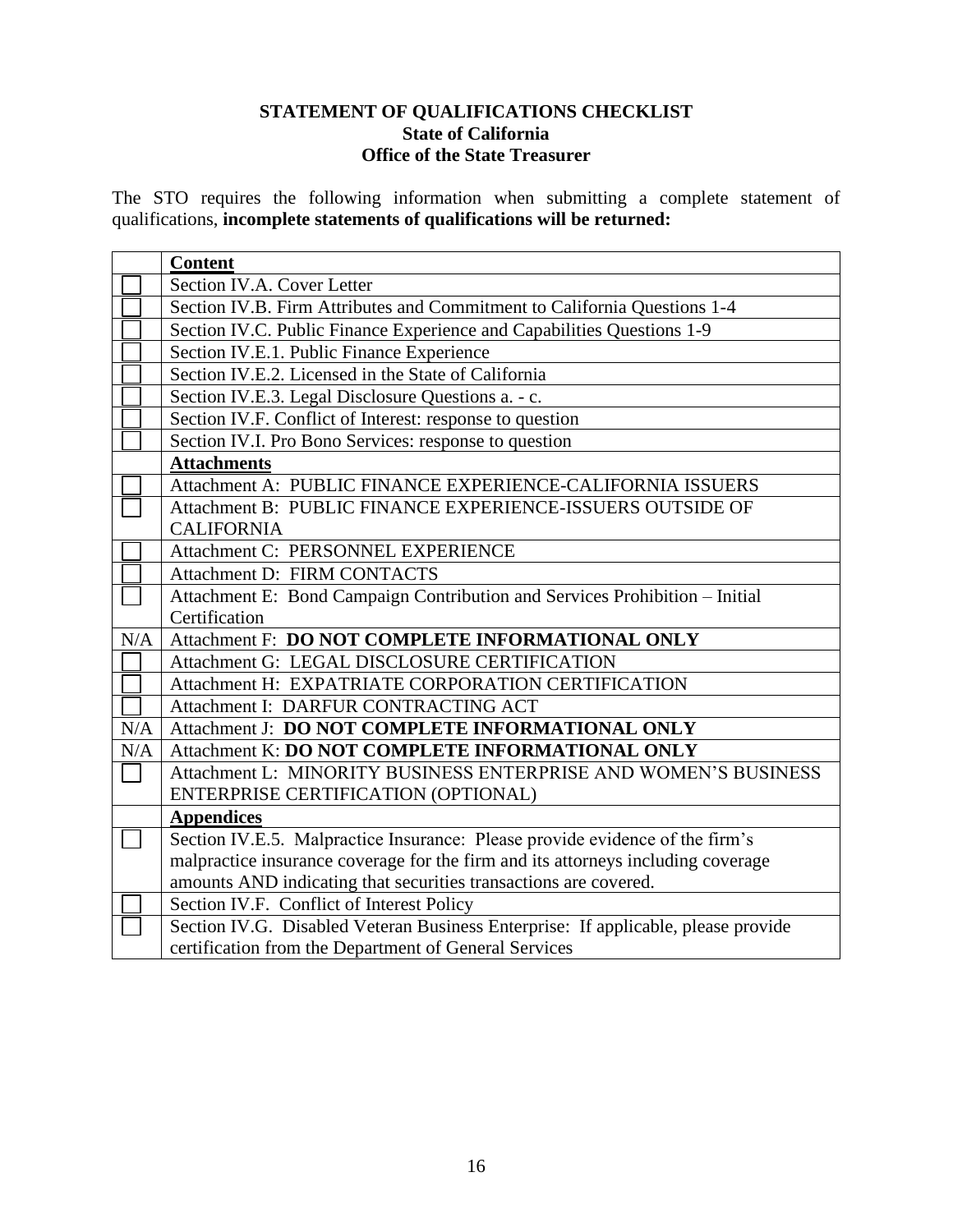**STATEMENT OF QUALIFICATIONS CHECKLIST**
**State of California**
**Office of the State Treasurer**

The STO requires the following information when submitting a complete statement of qualifications, **incomplete statements of qualifications will be returned:**

| | **Content** |
|---|---|
| ☐ | Section IV.A. Cover Letter |
| ☐ | Section IV.B. Firm Attributes and Commitment to California Questions 1-4 |
| ☐ | Section IV.C. Public Finance Experience and Capabilities Questions 1-9 |
| ☐ | Section IV.E.1. Public Finance Experience |
| ☐ | Section IV.E.2. Licensed in the State of California |
| ☐ | Section IV.E.3. Legal Disclosure Questions a. - c. |
| ☐ | Section IV.F. Conflict of Interest: response to question |
| ☐ | Section IV.I. Pro Bono Services: response to question |
| | **Attachments** |
| ☐ | Attachment A: PUBLIC FINANCE EXPERIENCE-CALIFORNIA ISSUERS |
| ☐ | Attachment B: PUBLIC FINANCE EXPERIENCE-ISSUERS OUTSIDE OF CALIFORNIA |
| ☐ | Attachment C: PERSONNEL EXPERIENCE |
| ☐ | Attachment D: FIRM CONTACTS |
| ☐ | Attachment E: Bond Campaign Contribution and Services Prohibition – Initial Certification |
| N/A | Attachment F: **DO NOT COMPLETE INFORMATIONAL ONLY** |
| ☐ | Attachment G: LEGAL DISCLOSURE CERTIFICATION |
| ☐ | Attachment H: EXPATRIATE CORPORATION CERTIFICATION |
| ☐ | Attachment I: DARFUR CONTRACTING ACT |
| N/A | Attachment J: **DO NOT COMPLETE INFORMATIONAL ONLY** |
| N/A | Attachment K: **DO NOT COMPLETE INFORMATIONAL ONLY** |
| ☐ | Attachment L: MINORITY BUSINESS ENTERPRISE AND WOMEN'S BUSINESS ENTERPRISE CERTIFICATION (OPTIONAL) |
| | **Appendices** |
| ☐ | Section IV.E.5. Malpractice Insurance: Please provide evidence of the firm's malpractice insurance coverage for the firm and its attorneys including coverage amounts AND indicating that securities transactions are covered. |
| ☐ | Section IV.F. Conflict of Interest Policy |
| ☐ | Section IV.G. Disabled Veteran Business Enterprise: If applicable, please provide certification from the Department of General Services |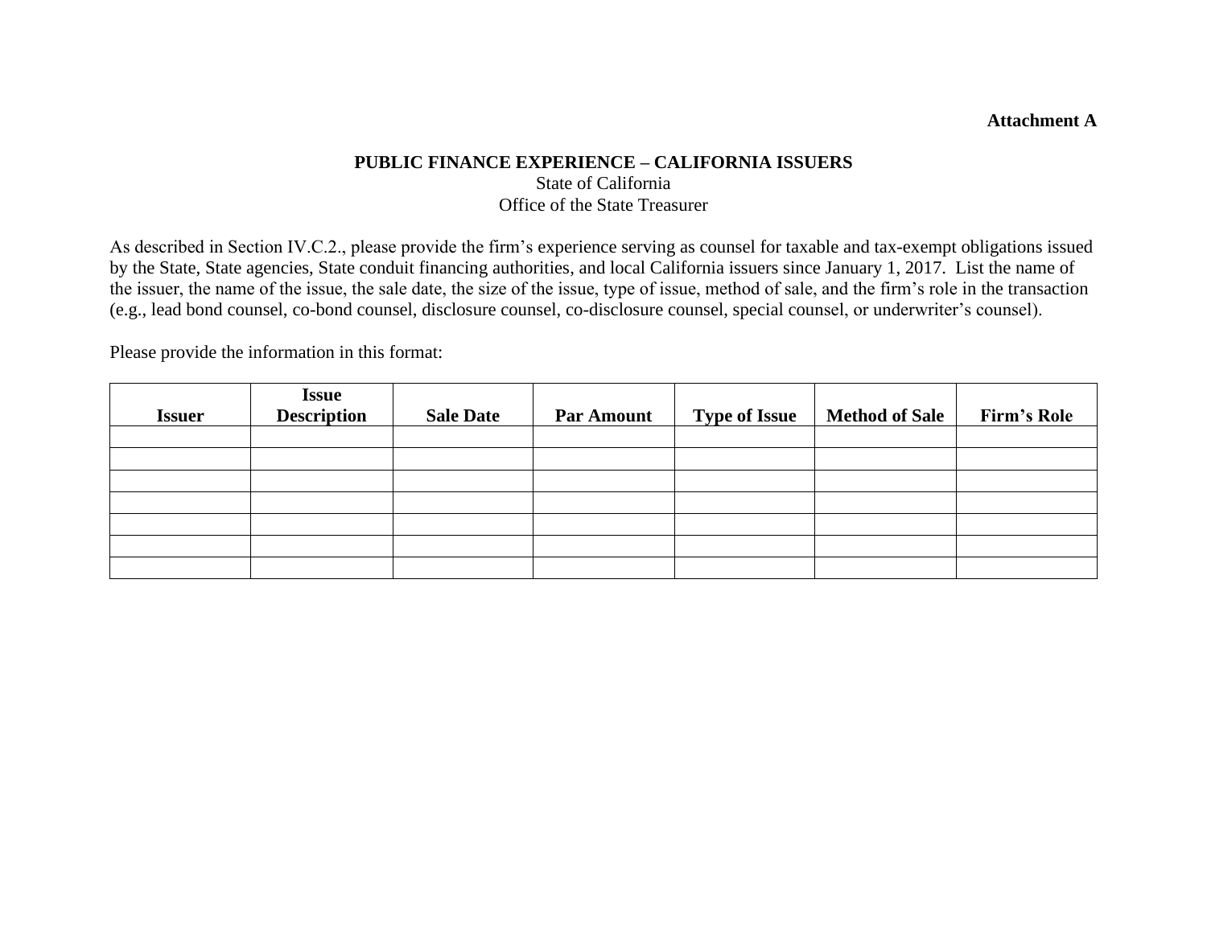**Attachment A**

**PUBLIC FINANCE EXPERIENCE – CALIFORNIA ISSUERS**

State of California
Office of the State Treasurer

As described in Section IV.C.2., please provide the firm's experience serving as counsel for taxable and tax-exempt obligations issued by the State, State agencies, State conduit financing authorities, and local California issuers since January 1, 2017. List the name of the issuer, the name of the issue, the sale date, the size of the issue, type of issue, method of sale, and the firm's role in the transaction (e.g., lead bond counsel, co-bond counsel, disclosure counsel, co-disclosure counsel, special counsel, or underwriter's counsel).

Please provide the information in this format:

| Issuer | Issue Description | Sale Date | Par Amount | Type of Issue | Method of Sale | Firm's Role |
|---|---|---|---|---|---|---|
| | | | | | | |
| | | | | | | |
| | | | | | | |
| | | | | | | |
| | | | | | | |
| | | | | | | |
| | | | | | | |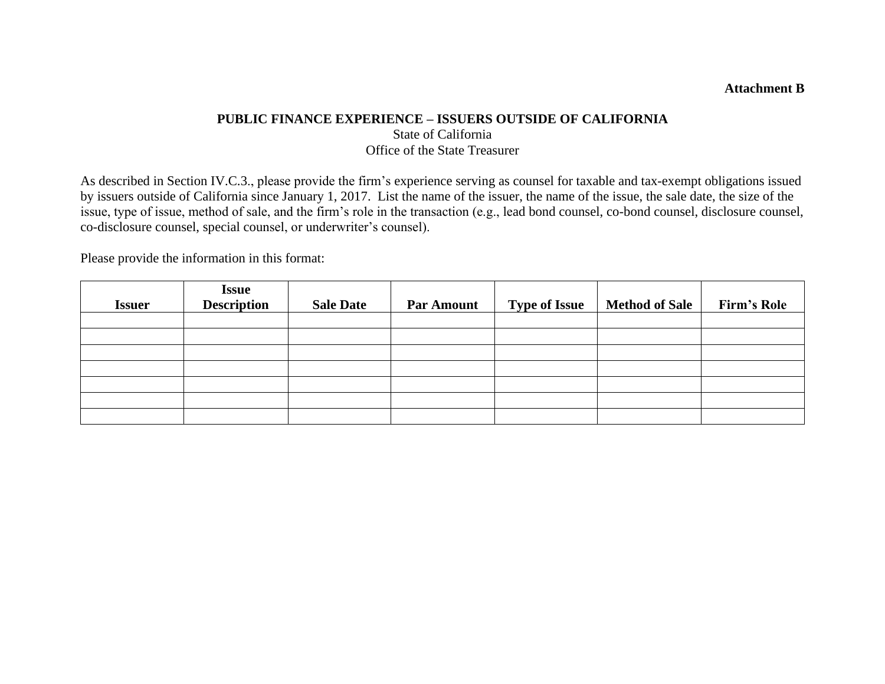**Attachment B**

**PUBLIC FINANCE EXPERIENCE – ISSUERS OUTSIDE OF CALIFORNIA**

State of California
Office of the State Treasurer

As described in Section IV.C.3., please provide the firm's experience serving as counsel for taxable and tax-exempt obligations issued by issuers outside of California since January 1, 2017. List the name of the issuer, the name of the issue, the sale date, the size of the issue, type of issue, method of sale, and the firm's role in the transaction (e.g., lead bond counsel, co-bond counsel, disclosure counsel, co-disclosure counsel, special counsel, or underwriter's counsel).

Please provide the information in this format:

| Issuer | Issue Description | Sale Date | Par Amount | Type of Issue | Method of Sale | Firm's Role |
|---|---|---|---|---|---|---|
| | | | | | | |
| | | | | | | |
| | | | | | | |
| | | | | | | |
| | | | | | | |
| | | | | | | |
| | | | | | | |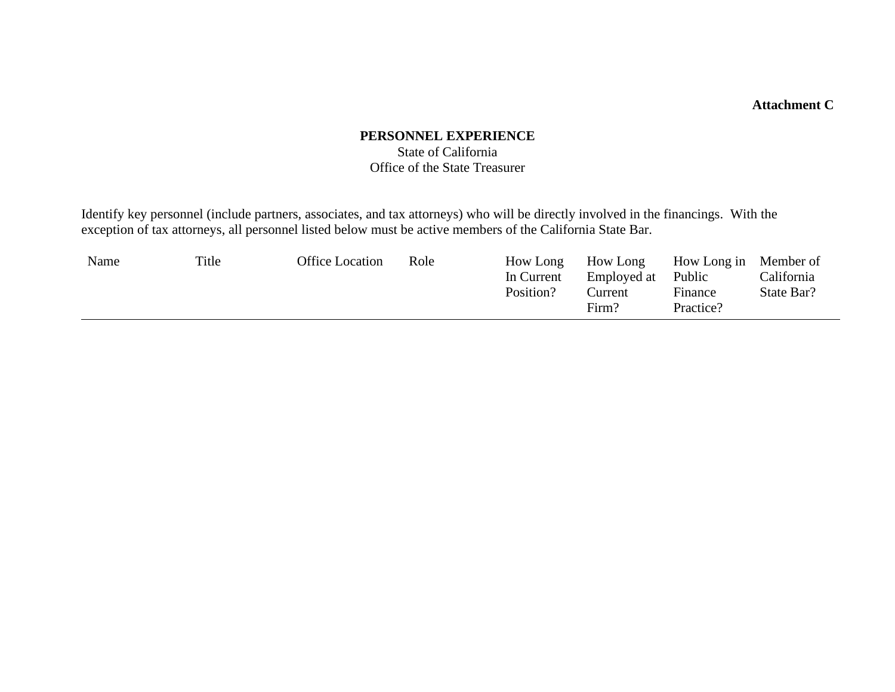**Attachment C**

**PERSONNEL EXPERIENCE**
State of California
Office of the State Treasurer

Identify key personnel (include partners, associates, and tax attorneys) who will be directly involved in the financings. With the exception of tax attorneys, all personnel listed below must be active members of the California State Bar.

| Name | Title | Office Location | Role | How Long In Current Position? | How Long Employed at Current Firm? | How Long in Public Finance Practice? | Member of California State Bar? |
|---|---|---|---|---|---|---|---|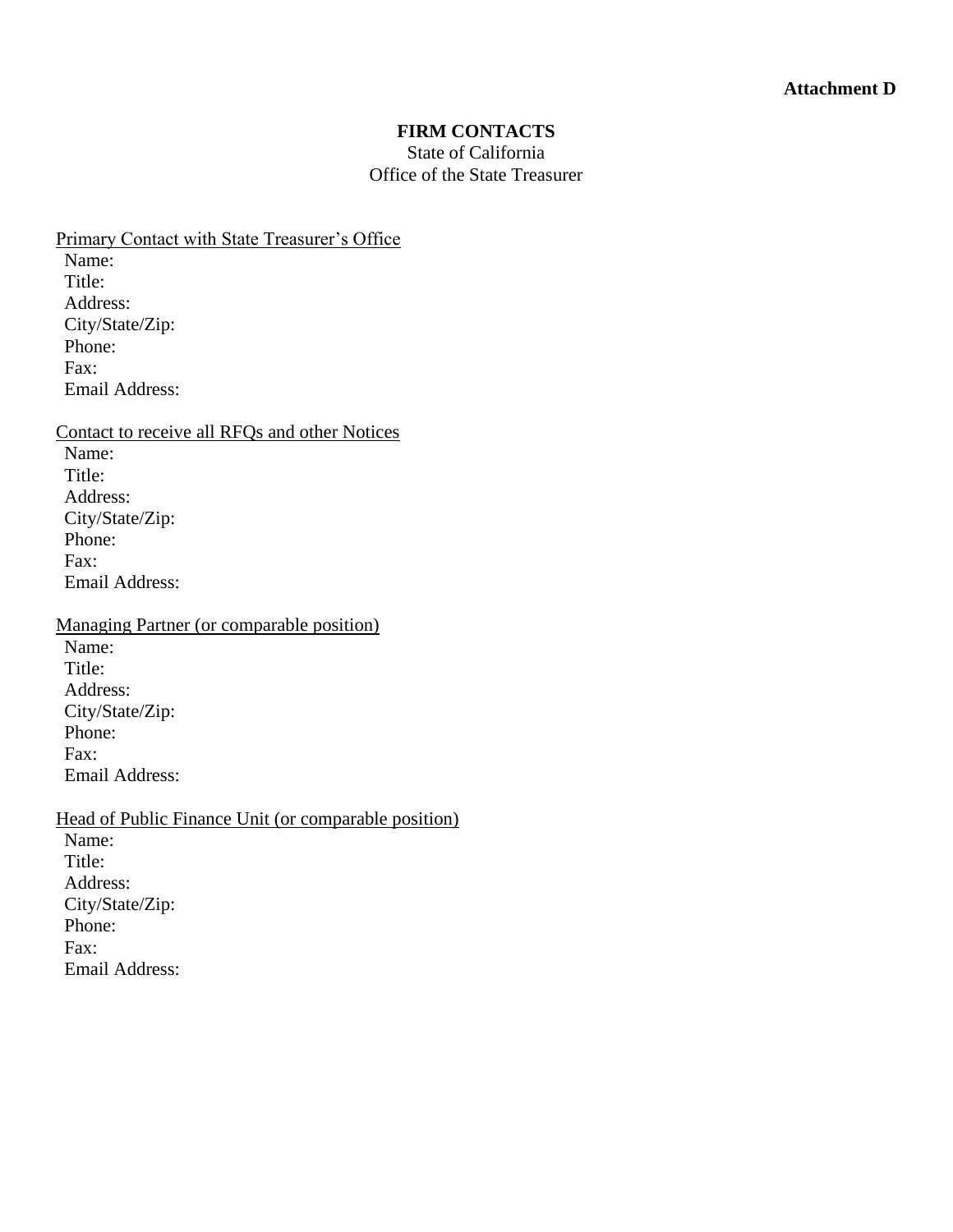**Attachment D**

# FIRM CONTACTS

State of California
Office of the State Treasurer

<u>Primary Contact with State Treasurer's Office</u>

Name:
Title:
Address:
City/State/Zip:
Phone:
Fax:
Email Address:

<u>Contact to receive all RFQs and other Notices</u>

Name:
Title:
Address:
City/State/Zip:
Phone:
Fax:
Email Address:

<u>Managing Partner (or comparable position)</u>

Name:
Title:
Address:
City/State/Zip:
Phone:
Fax:
Email Address:

<u>Head of Public Finance Unit (or comparable position)</u>

Name:
Title:
Address:
City/State/Zip:
Phone:
Fax:
Email Address: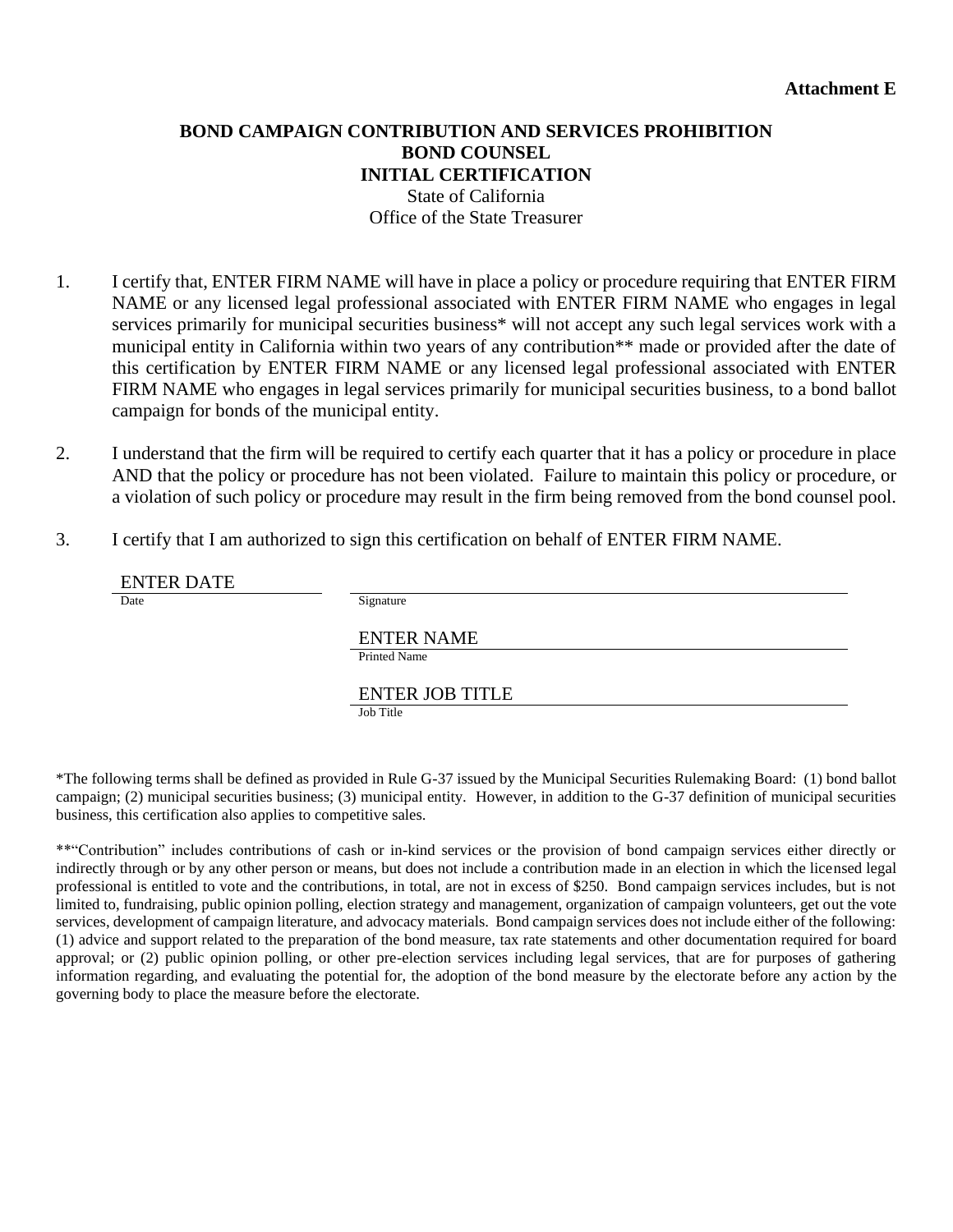**Attachment E**

**BOND CAMPAIGN CONTRIBUTION AND SERVICES PROHIBITION**
**BOND COUNSEL**
**INITIAL CERTIFICATION**
State of California
Office of the State Treasurer

1. I certify that, ENTER FIRM NAME will have in place a policy or procedure requiring that ENTER FIRM NAME or any licensed legal professional associated with ENTER FIRM NAME who engages in legal services primarily for municipal securities business* will not accept any such legal services work with a municipal entity in California within two years of any contribution** made or provided after the date of this certification by ENTER FIRM NAME or any licensed legal professional associated with ENTER FIRM NAME who engages in legal services primarily for municipal securities business, to a bond ballot campaign for bonds of the municipal entity.

2. I understand that the firm will be required to certify each quarter that it has a policy or procedure in place AND that the policy or procedure has not been violated. Failure to maintain this policy or procedure, or a violation of such policy or procedure may result in the firm being removed from the bond counsel pool.

3. I certify that I am authorized to sign this certification on behalf of ENTER FIRM NAME.

ENTER DATE
Date

_______________________________
Signature

ENTER NAME
Printed Name

ENTER JOB TITLE
Job Title

*The following terms shall be defined as provided in Rule G-37 issued by the Municipal Securities Rulemaking Board: (1) bond ballot campaign; (2) municipal securities business; (3) municipal entity. However, in addition to the G-37 definition of municipal securities business, this certification also applies to competitive sales.

**"Contribution" includes contributions of cash or in-kind services or the provision of bond campaign services either directly or indirectly through or by any other person or means, but does not include a contribution made in an election in which the licensed legal professional is entitled to vote and the contributions, in total, are not in excess of $250. Bond campaign services includes, but is not limited to, fundraising, public opinion polling, election strategy and management, organization of campaign volunteers, get out the vote services, development of campaign literature, and advocacy materials. Bond campaign services does not include either of the following: (1) advice and support related to the preparation of the bond measure, tax rate statements and other documentation required for board approval; or (2) public opinion polling, or other pre-election services including legal services, that are for purposes of gathering information regarding, and evaluating the potential for, the adoption of the bond measure by the electorate before any action by the governing body to place the measure before the electorate.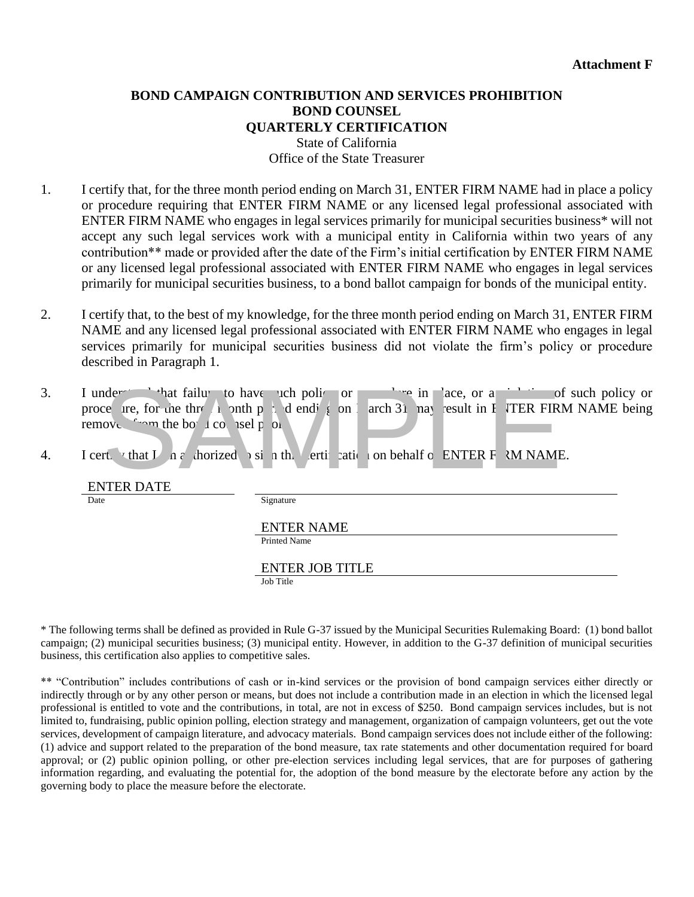**Attachment F**

**BOND CAMPAIGN CONTRIBUTION AND SERVICES PROHIBITION**
**BOND COUNSEL**
**QUARTERLY CERTIFICATION**
State of California
Office of the State Treasurer

1. I certify that, for the three month period ending on March 31, ENTER FIRM NAME had in place a policy or procedure requiring that ENTER FIRM NAME or any licensed legal professional associated with ENTER FIRM NAME who engages in legal services primarily for municipal securities business* will not accept any such legal services work with a municipal entity in California within two years of any contribution** made or provided after the date of the Firm's initial certification by ENTER FIRM NAME or any licensed legal professional associated with ENTER FIRM NAME who engages in legal services primarily for municipal securities business, to a bond ballot campaign for bonds of the municipal entity.

2. I certify that, to the best of my knowledge, for the three month period ending on March 31, ENTER FIRM NAME and any licensed legal professional associated with ENTER FIRM NAME who engages in legal services primarily for municipal securities business did not violate the firm's policy or procedure described in Paragraph 1.

3. I understand that failure to have such policy or procedure in place, or a violation of such policy or procedure, for the three month period ending on March 31 may result in ENTER FIRM NAME being removed from the bond counsel pool.

4. I certify that I am authorized to sign this certification on behalf of ENTER FIRM NAME.

SAMPLE

ENTER DATE
Date

Signature

ENTER NAME
Printed Name

ENTER JOB TITLE
Job Title

* The following terms shall be defined as provided in Rule G-37 issued by the Municipal Securities Rulemaking Board: (1) bond ballot campaign; (2) municipal securities business; (3) municipal entity. However, in addition to the G-37 definition of municipal securities business, this certification also applies to competitive sales.

** "Contribution" includes contributions of cash or in-kind services or the provision of bond campaign services either directly or indirectly through or by any other person or means, but does not include a contribution made in an election in which the licensed legal professional is entitled to vote and the contributions, in total, are not in excess of $250. Bond campaign services includes, but is not limited to, fundraising, public opinion polling, election strategy and management, organization of campaign volunteers, get out the vote services, development of campaign literature, and advocacy materials. Bond campaign services does not include either of the following: (1) advice and support related to the preparation of the bond measure, tax rate statements and other documentation required for board approval; or (2) public opinion polling, or other pre-election services including legal services, that are for purposes of gathering information regarding, and evaluating the potential for, the adoption of the bond measure by the electorate before any action by the governing body to place the measure before the electorate.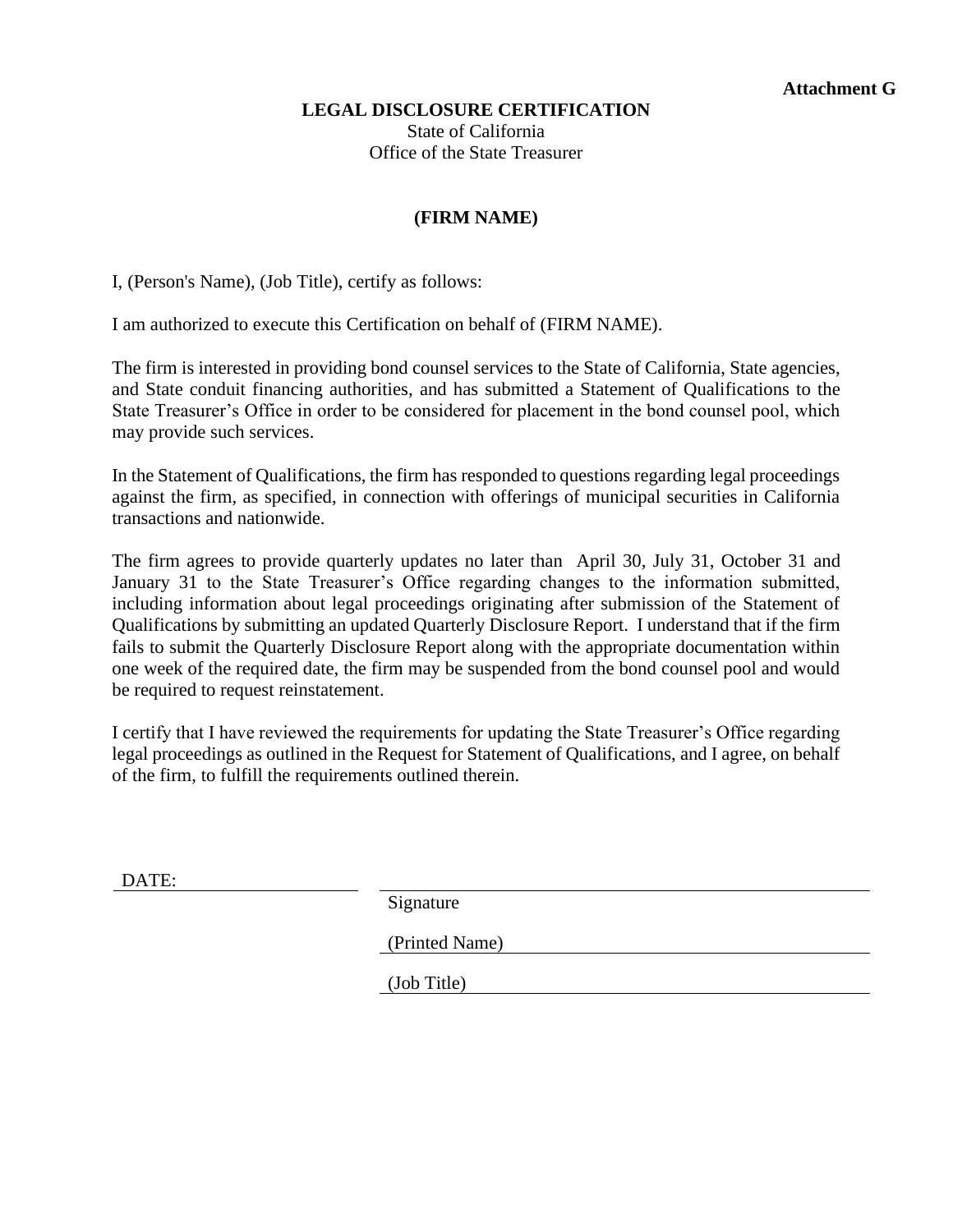**Attachment G**

**LEGAL DISCLOSURE CERTIFICATION**

State of California
Office of the State Treasurer

**(FIRM NAME)**

I, (Person's Name), (Job Title), certify as follows:

I am authorized to execute this Certification on behalf of (FIRM NAME).

The firm is interested in providing bond counsel services to the State of California, State agencies, and State conduit financing authorities, and has submitted a Statement of Qualifications to the State Treasurer's Office in order to be considered for placement in the bond counsel pool, which may provide such services.

In the Statement of Qualifications, the firm has responded to questions regarding legal proceedings against the firm, as specified, in connection with offerings of municipal securities in California transactions and nationwide.

The firm agrees to provide quarterly updates no later than April 30, July 31, October 31 and January 31 to the State Treasurer's Office regarding changes to the information submitted, including information about legal proceedings originating after submission of the Statement of Qualifications by submitting an updated Quarterly Disclosure Report. I understand that if the firm fails to submit the Quarterly Disclosure Report along with the appropriate documentation within one week of the required date, the firm may be suspended from the bond counsel pool and would be required to request reinstatement.

I certify that I have reviewed the requirements for updating the State Treasurer's Office regarding legal proceedings as outlined in the Request for Statement of Qualifications, and I agree, on behalf of the firm, to fulfill the requirements outlined therein.

DATE: ____________________

______________________________
Signature

(Printed Name) ______________________________

(Job Title) ______________________________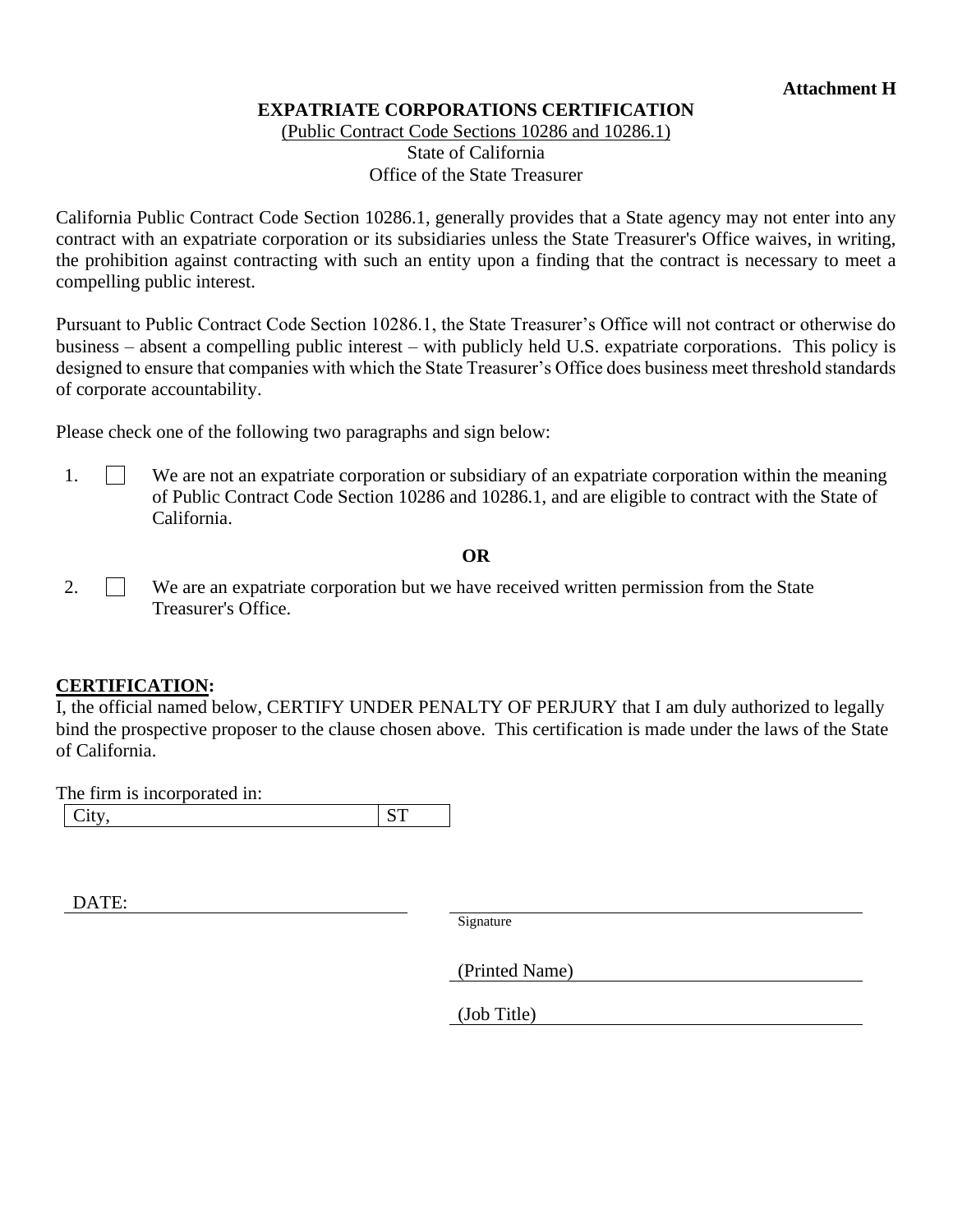**Attachment H**

# EXPATRIATE CORPORATIONS CERTIFICATION

(Public Contract Code Sections 10286 and 10286.1)
State of California
Office of the State Treasurer

California Public Contract Code Section 10286.1, generally provides that a State agency may not enter into any contract with an expatriate corporation or its subsidiaries unless the State Treasurer's Office waives, in writing, the prohibition against contracting with such an entity upon a finding that the contract is necessary to meet a compelling public interest.

Pursuant to Public Contract Code Section 10286.1, the State Treasurer's Office will not contract or otherwise do business – absent a compelling public interest – with publicly held U.S. expatriate corporations. This policy is designed to ensure that companies with which the State Treasurer's Office does business meet threshold standards of corporate accountability.

Please check one of the following two paragraphs and sign below:

1. ☐ We are not an expatriate corporation or subsidiary of an expatriate corporation within the meaning of Public Contract Code Section 10286 and 10286.1, and are eligible to contract with the State of California.

**OR**

2. ☐ We are an expatriate corporation but we have received written permission from the State Treasurer's Office.

**CERTIFICATION:**

I, the official named below, CERTIFY UNDER PENALTY OF PERJURY that I am duly authorized to legally bind the prospective proposer to the clause chosen above. This certification is made under the laws of the State of California.

The firm is incorporated in:

| City, | ST |
|---|---|

DATE: ______________________________

______________________________
Signature

(Printed Name) ______________________________

(Job Title) ______________________________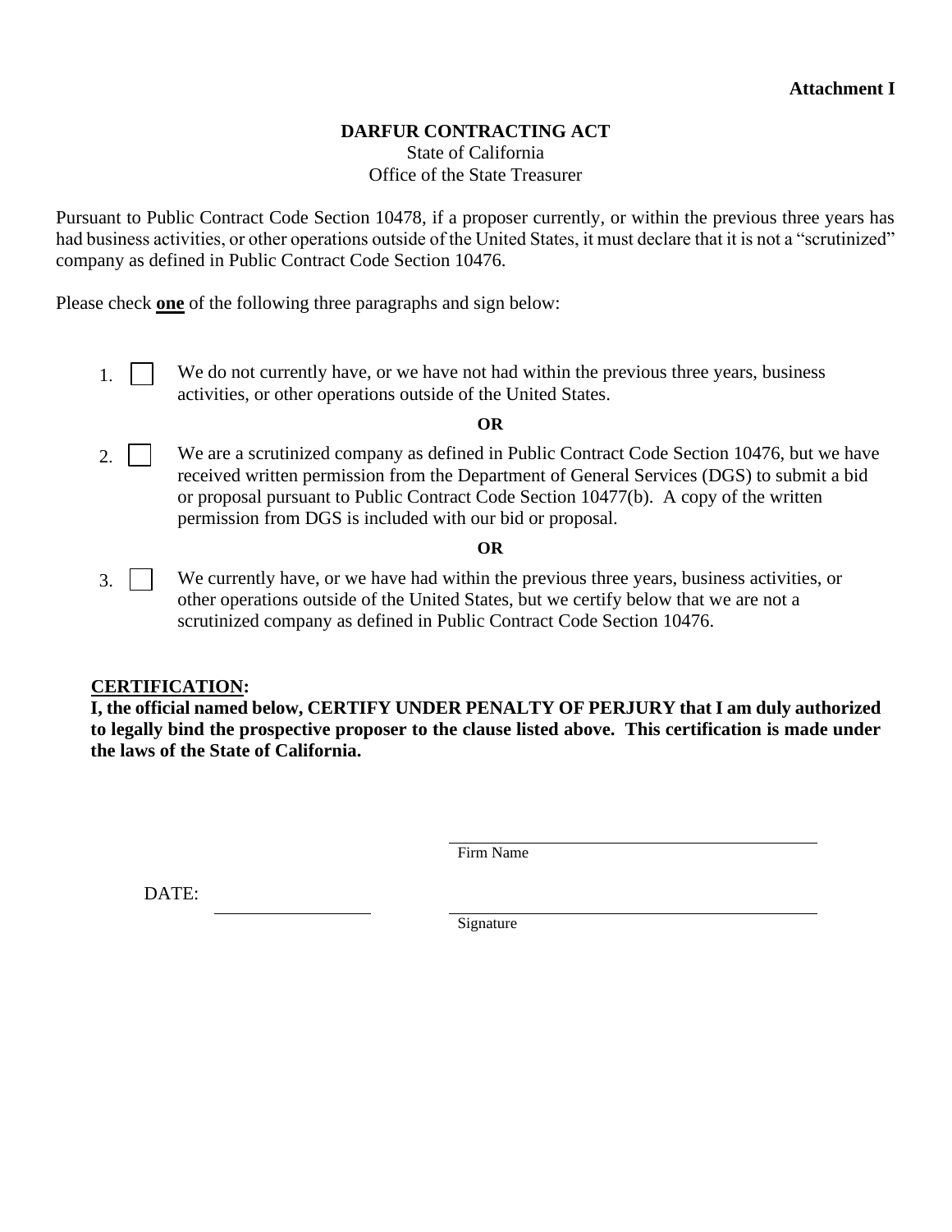**Attachment I**

**DARFUR CONTRACTING ACT**

State of California

Office of the State Treasurer

Pursuant to Public Contract Code Section 10478, if a proposer currently, or within the previous three years has had business activities, or other operations outside of the United States, it must declare that it is not a "scrutinized" company as defined in Public Contract Code Section 10476.

Please check **one** of the following three paragraphs and sign below:

1. ☐ We do not currently have, or we have not had within the previous three years, business activities, or other operations outside of the United States.

**OR**

2. ☐ We are a scrutinized company as defined in Public Contract Code Section 10476, but we have received written permission from the Department of General Services (DGS) to submit a bid or proposal pursuant to Public Contract Code Section 10477(b). A copy of the written permission from DGS is included with our bid or proposal.

**OR**

3. ☐ We currently have, or we have had within the previous three years, business activities, or other operations outside of the United States, but we certify below that we are not a scrutinized company as defined in Public Contract Code Section 10476.

**CERTIFICATION:**

**I, the official named below, CERTIFY UNDER PENALTY OF PERJURY that I am duly authorized to legally bind the prospective proposer to the clause listed above. This certification is made under the laws of the State of California.**

\_\_\_\_\_\_\_\_\_\_\_\_\_\_\_\_\_\_\_\_\_\_\_\_\_\_\_\_\_\_\_\_

Firm Name

DATE: \_\_\_\_\_\_\_\_\_\_\_\_\_\_\_\_ \_\_\_\_\_\_\_\_\_\_\_\_\_\_\_\_\_\_\_\_\_\_\_\_\_\_\_\_\_\_\_\_

Signature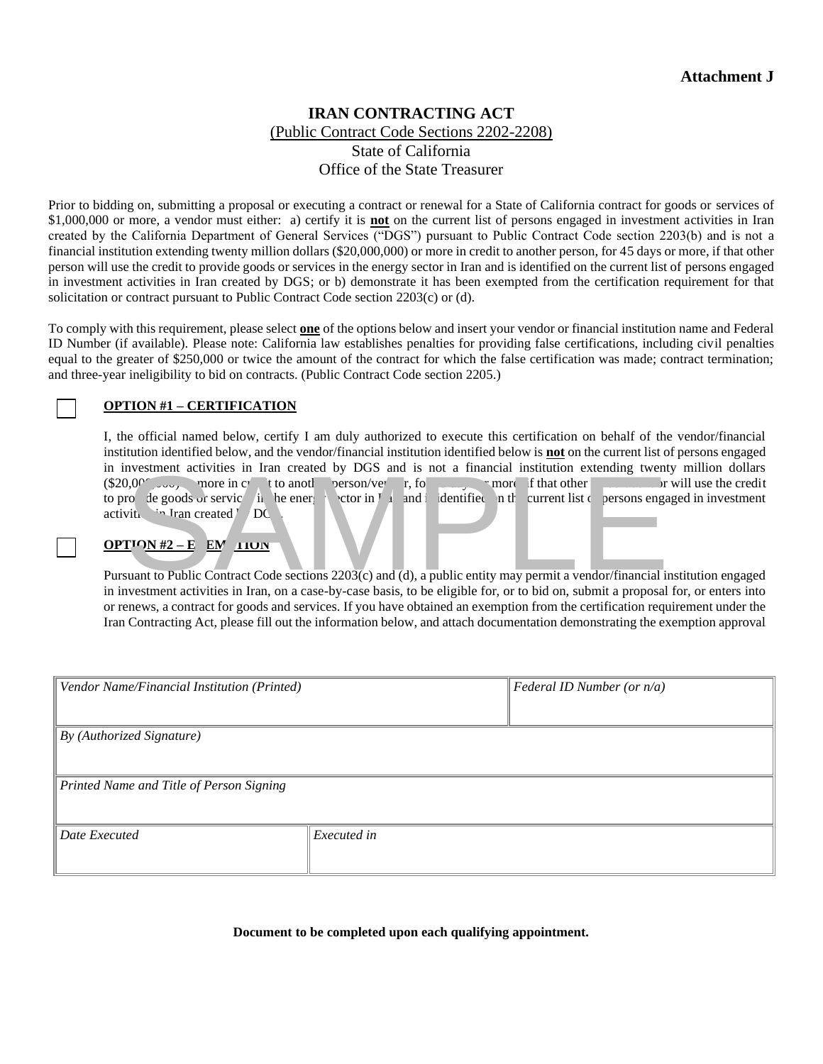**Attachment J**

# IRAN CONTRACTING ACT

(Public Contract Code Sections 2202-2208)
State of California
Office of the State Treasurer

Prior to bidding on, submitting a proposal or executing a contract or renewal for a State of California contract for goods or services of $1,000,000 or more, a vendor must either: a) certify it is **not** on the current list of persons engaged in investment activities in Iran created by the California Department of General Services ("DGS") pursuant to Public Contract Code section 2203(b) and is not a financial institution extending twenty million dollars ($20,000,000) or more in credit to another person, for 45 days or more, if that other person will use the credit to provide goods or services in the energy sector in Iran and is identified on the current list of persons engaged in investment activities in Iran created by DGS; or b) demonstrate it has been exempted from the certification requirement for that solicitation or contract pursuant to Public Contract Code section 2203(c) or (d).

To comply with this requirement, please select **one** of the options below and insert your vendor or financial institution name and Federal ID Number (if available). Please note: California law establishes penalties for providing false certifications, including civil penalties equal to the greater of $250,000 or twice the amount of the contract for which the false certification was made; contract termination; and three-year ineligibility to bid on contracts. (Public Contract Code section 2205.)

☐ **OPTION #1 – CERTIFICATION**

I, the official named below, certify I am duly authorized to execute this certification on behalf of the vendor/financial institution identified below, and the vendor/financial institution identified below is **not** on the current list of persons engaged in investment activities in Iran created by DGS and is not a financial institution extending twenty million dollars ($20,000,000) or more in credit to another person/vendor, for 45 days or more, if that other person/vendor will use the credit to provide goods or services in the energy sector in Iran and is identified on the current list of persons engaged in investment activities in Iran created by DGS.

☐ **OPTION #2 – EXEMPTION**

Pursuant to Public Contract Code sections 2203(c) and (d), a public entity may permit a vendor/financial institution engaged in investment activities in Iran, on a case-by-case basis, to be eligible for, or to bid on, submit a proposal for, or enters into or renews, a contract for goods and services. If you have obtained an exemption from the certification requirement under the Iran Contracting Act, please fill out the information below, and attach documentation demonstrating the exemption approval

| *Vendor Name/Financial Institution (Printed)* | | *Federal ID Number (or n/a)* |
|---|---|---|
| *By (Authorized Signature)* | | |
| *Printed Name and Title of Person Signing* | | |
| *Date Executed* | *Executed in* | |

**Document to be completed upon each qualifying appointment.**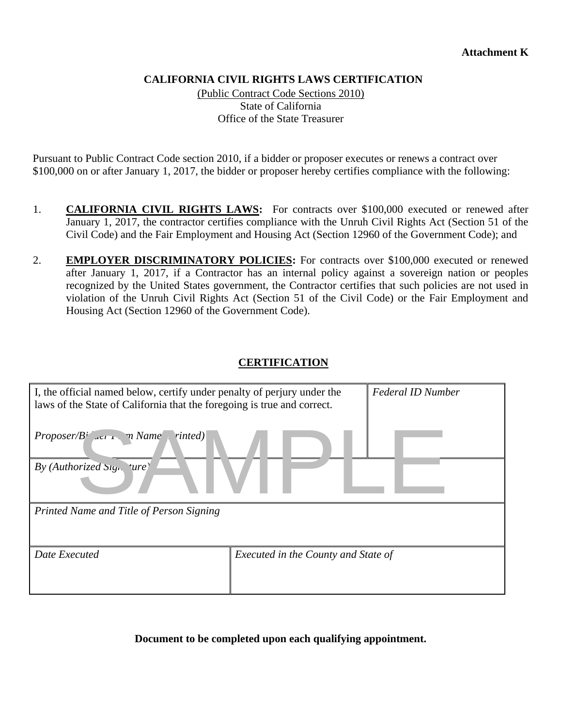**Attachment K**

**CALIFORNIA CIVIL RIGHTS LAWS CERTIFICATION**

(Public Contract Code Sections 2010)
State of California
Office of the State Treasurer

Pursuant to Public Contract Code section 2010, if a bidder or proposer executes or renews a contract over $100,000 on or after January 1, 2017, the bidder or proposer hereby certifies compliance with the following:

1. **CALIFORNIA CIVIL RIGHTS LAWS:** For contracts over $100,000 executed or renewed after January 1, 2017, the contractor certifies compliance with the Unruh Civil Rights Act (Section 51 of the Civil Code) and the Fair Employment and Housing Act (Section 12960 of the Government Code); and

2. **EMPLOYER DISCRIMINATORY POLICIES:** For contracts over $100,000 executed or renewed after January 1, 2017, if a Contractor has an internal policy against a sovereign nation or peoples recognized by the United States government, the Contractor certifies that such policies are not used in violation of the Unruh Civil Rights Act (Section 51 of the Civil Code) or the Fair Employment and Housing Act (Section 12960 of the Government Code).

**CERTIFICATION**

| I, the official named below, certify under penalty of perjury under the laws of the State of California that the foregoing is true and correct.<br><br>*Proposer/Bidder Firm Name (Printed)* | | *Federal ID Number* |
|---|---|---|
| *By (Authorized Signature)* | | |
| *Printed Name and Title of Person Signing* | | |
| *Date Executed* | *Executed in the County and State of* | |

SAMPLE

**Document to be completed upon each qualifying appointment.**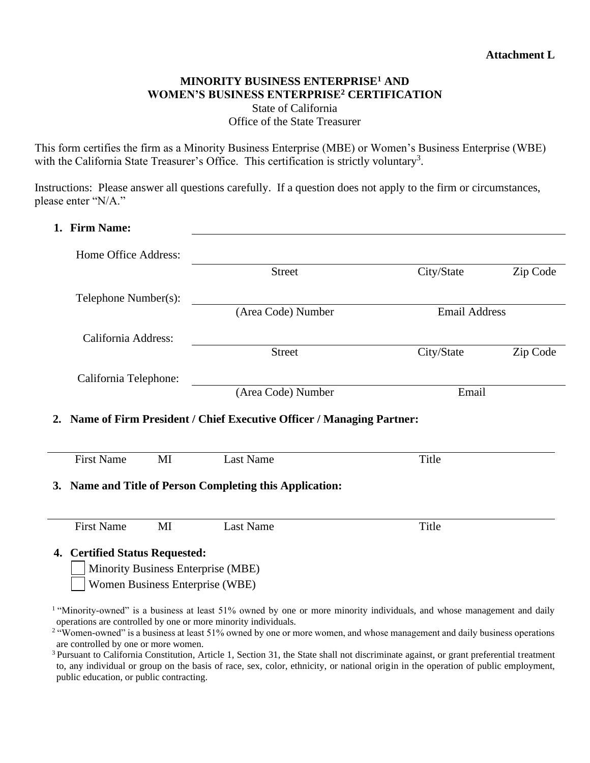**Attachment L**

**MINORITY BUSINESS ENTERPRISE[1] AND**
**WOMEN'S BUSINESS ENTERPRISE[2] CERTIFICATION**

State of California
Office of the State Treasurer

This form certifies the firm as a Minority Business Enterprise (MBE) or Women's Business Enterprise (WBE) with the California State Treasurer's Office. This certification is strictly voluntary[3].

Instructions: Please answer all questions carefully. If a question does not apply to the firm or circumstances, please enter "N/A."

1. **Firm Name:** ______________________________

   Home Office Address: ______________________________
   Street City/State Zip Code

   Telephone Number(s): ______________________________
   (Area Code) Number Email Address

   California Address: ______________________________
   Street City/State Zip Code

   California Telephone: ______________________________
   (Area Code) Number Email

2. **Name of Firm President / Chief Executive Officer / Managing Partner:**

   ______________________________
   First Name MI Last Name Title

3. **Name and Title of Person Completing this Application:**

   ______________________________
   First Name MI Last Name Title

4. **Certified Status Requested:**
   - ☐ Minority Business Enterprise (MBE)
   - ☐ Women Business Enterprise (WBE)

[1] "Minority-owned" is a business at least 51% owned by one or more minority individuals, and whose management and daily operations are controlled by one or more minority individuals.

[2] "Women-owned" is a business at least 51% owned by one or more women, and whose management and daily business operations are controlled by one or more women.

[3] Pursuant to California Constitution, Article 1, Section 31, the State shall not discriminate against, or grant preferential treatment to, any individual or group on the basis of race, sex, color, ethnicity, or national origin in the operation of public employment, public education, or public contracting.